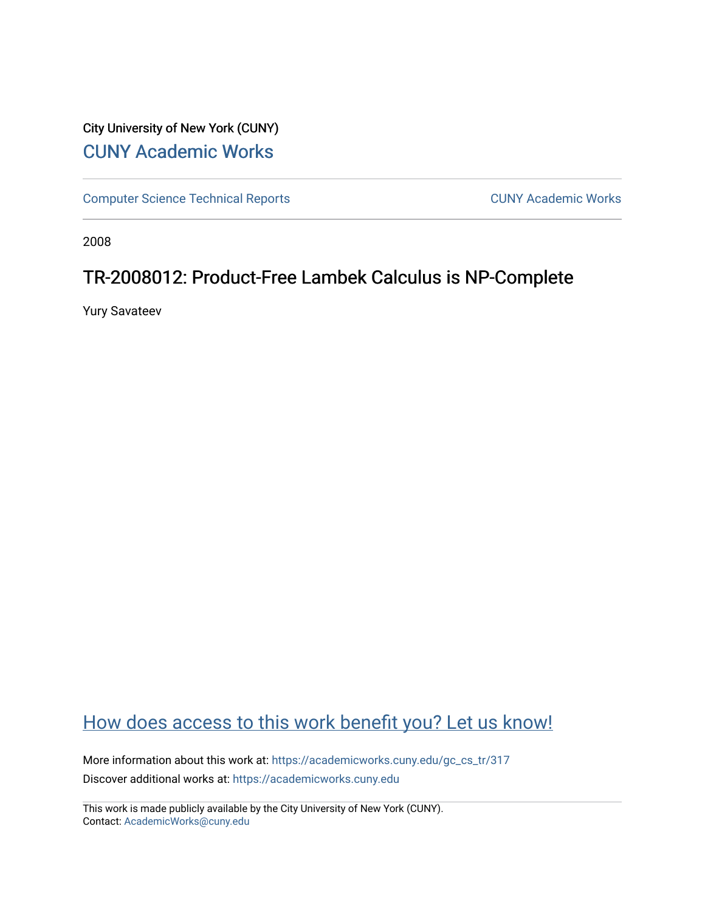City University of New York (CUNY)

# CUNY Academic Works

Computer Science Technical Reports

CUNY Academic Works

2008

## TR-2008012: Product-Free Lambek Calculus is NP-Complete

Yury Savateev

How does access to this work benefit you? Let us know!

More information about this work at: https://academicworks.cuny.edu/gc_cs_tr/317

Discover additional works at: https://academicworks.cuny.edu

This work is made publicly available by the City University of New York (CUNY).
Contact: AcademicWorks@cuny.edu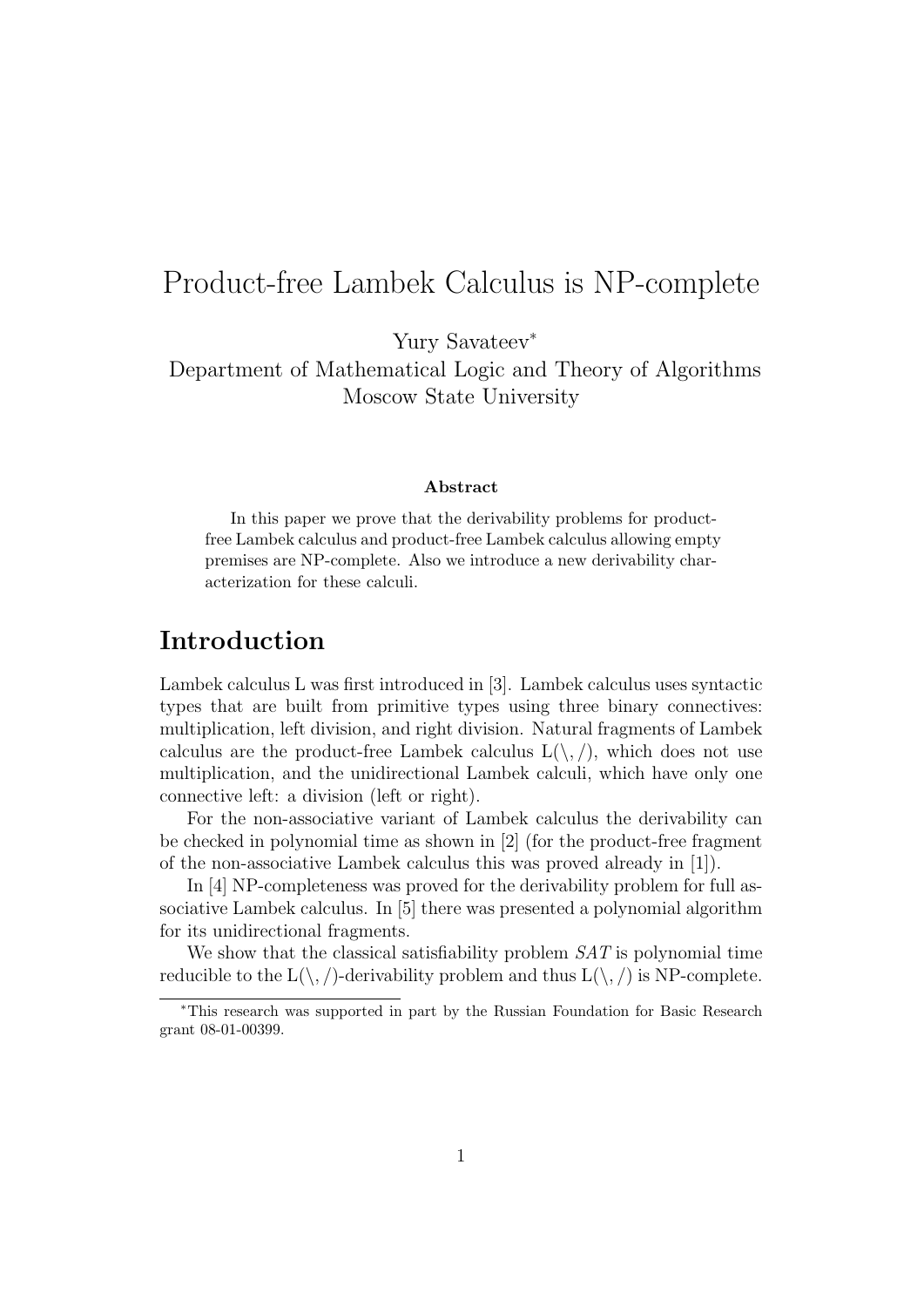# Product-free Lambek Calculus is NP-complete

Yury Savateev*
Department of Mathematical Logic and Theory of Algorithms
Moscow State University

**Abstract**

In this paper we prove that the derivability problems for product-free Lambek calculus and product-free Lambek calculus allowing empty premises are NP-complete. Also we introduce a new derivability characterization for these calculi.

## Introduction

Lambek calculus L was first introduced in [3]. Lambek calculus uses syntactic types that are built from primitive types using three binary connectives: multiplication, left division, and right division. Natural fragments of Lambek calculus are the product-free Lambek calculus $\mathrm{L}(\backslash, /)$, which does not use multiplication, and the unidirectional Lambek calculi, which have only one connective left: a division (left or right).

For the non-associative variant of Lambek calculus the derivability can be checked in polynomial time as shown in [2] (for the product-free fragment of the non-associative Lambek calculus this was proved already in [1]).

In [4] NP-completeness was proved for the derivability problem for full associative Lambek calculus. In [5] there was presented a polynomial algorithm for its unidirectional fragments.

We show that the classical satisfiability problem *SAT* is polynomial time reducible to the $\mathrm{L}(\backslash, /)$-derivability problem and thus $\mathrm{L}(\backslash, /)$ is NP-complete.

*This research was supported in part by the Russian Foundation for Basic Research grant 08-01-00399.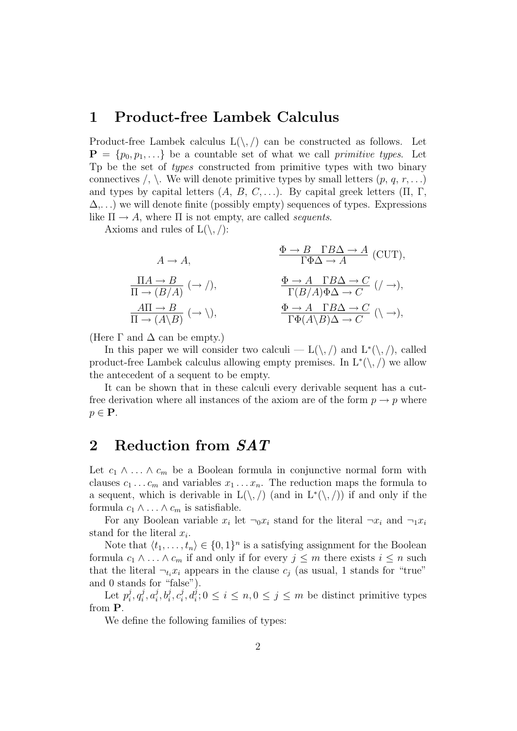## 1 Product-free Lambek Calculus

Product-free Lambek calculus $L(\backslash, /)$ can be constructed as follows. Let $\mathbf{P} = \{p_0, p_1, \ldots\}$ be a countable set of what we call *primitive types*. Let Tp be the set of *types* constructed from primitive types with two binary connectives $/$, $\backslash$. We will denote primitive types by small letters ($p$, $q$, $r, \ldots$) and types by capital letters ($A$, $B$, $C, \ldots$). By capital greek letters ($\Pi$, $\Gamma$, $\Delta$,...) we will denote finite (possibly empty) sequences of types. Expressions like $\Pi \to A$, where $\Pi$ is not empty, are called *sequents*.

Axioms and rules of $L(\backslash, /)$:

$$A \to A, \qquad \frac{\Phi \to B \quad \Gamma B \Delta \to A}{\Gamma \Phi \Delta \to A} \text{ (CUT)},$$

$$\frac{\Pi A \to B}{\Pi \to (B/A)} \ (\to /), \qquad \frac{\Phi \to A \quad \Gamma B \Delta \to C}{\Gamma (B/A) \Phi \Delta \to C} \ (/ \to),$$

$$\frac{A \Pi \to B}{\Pi \to (A \backslash B)} \ (\to \backslash), \qquad \frac{\Phi \to A \quad \Gamma B \Delta \to C}{\Gamma \Phi (A \backslash B) \Delta \to C} \ (\backslash \to),$$

(Here $\Gamma$ and $\Delta$ can be empty.)

In this paper we will consider two calculi — $L(\backslash, /)$ and $L^*(\backslash, /)$, called product-free Lambek calculus allowing empty premises. In $L^*(\backslash, /)$ we allow the antecedent of a sequent to be empty.

It can be shown that in these calculi every derivable sequent has a cut-free derivation where all instances of the axiom are of the form $p \to p$ where $p \in \mathbf{P}$.

## 2 Reduction from *SAT*

Let $c_1 \wedge \ldots \wedge c_m$ be a Boolean formula in conjunctive normal form with clauses $c_1 \ldots c_m$ and variables $x_1 \ldots x_n$. The reduction maps the formula to a sequent, which is derivable in $L(\backslash, /)$ (and in $L^*(\backslash, /)$) if and only if the formula $c_1 \wedge \ldots \wedge c_m$ is satisfiable.

For any Boolean variable $x_i$ let $\neg_0 x_i$ stand for the literal $\neg x_i$ and $\neg_1 x_i$ stand for the literal $x_i$.

Note that $\langle t_1, \ldots, t_n \rangle \in \{0, 1\}^n$ is a satisfying assignment for the Boolean formula $c_1 \wedge \ldots \wedge c_m$ if and only if for every $j \leq m$ there exists $i \leq n$ such that the literal $\neg_{t_i} x_i$ appears in the clause $c_j$ (as usual, 1 stands for "true" and 0 stands for "false").

Let $p_i^j, q_i^j, a_i^j, b_i^j, c_i^j, d_i^j; 0 \leq i \leq n, 0 \leq j \leq m$ be distinct primitive types from $\mathbf{P}$.

We define the following families of types: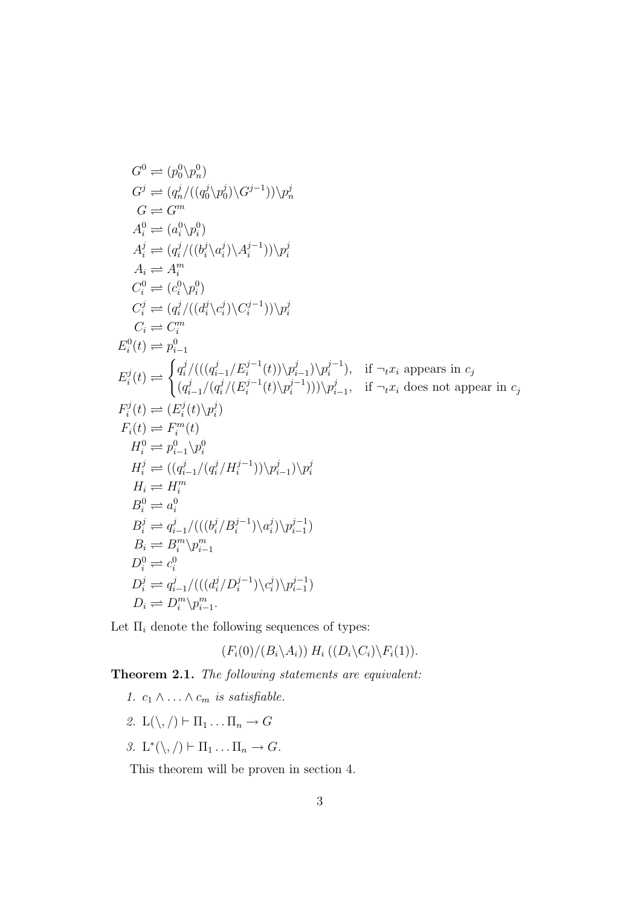$$
\begin{aligned}
G^0 &\rightleftharpoons (p_0^0 \backslash p_n^0) \\
G^j &\rightleftharpoons (q_n^j / ((q_0^j \backslash p_0^j) \backslash G^{j-1})) \backslash p_n^j \\
G &\rightleftharpoons G^m \\
A_i^0 &\rightleftharpoons (a_i^0 \backslash p_i^0) \\
A_i^j &\rightleftharpoons (q_i^j / ((b_i^j \backslash a_i^j) \backslash A_i^{j-1})) \backslash p_i^j \\
A_i &\rightleftharpoons A_i^m \\
C_i^0 &\rightleftharpoons (c_i^0 \backslash p_i^0) \\
C_i^j &\rightleftharpoons (q_i^j / ((d_i^j \backslash c_i^j) \backslash C_i^{j-1})) \backslash p_i^j \\
C_i &\rightleftharpoons C_i^m \\
E_i^0(t) &\rightleftharpoons p_{i-1}^0 \\
E_i^j(t) &\rightleftharpoons \begin{cases} q_i^j / (((q_{i-1}^j / E_i^{j-1}(t)) \backslash p_{i-1}^j) \backslash p_i^{j-1}), & \text{if } \neg_t x_i \text{ appears in } c_j \\ (q_{i-1}^j / (q_i^j / (E_i^{j-1}(t) \backslash p_i^{j-1}))) \backslash p_{i-1}^j, & \text{if } \neg_t x_i \text{ does not appear in } c_j \end{cases} \\
F_i^j(t) &\rightleftharpoons (E_i^j(t) \backslash p_i^j) \\
F_i(t) &\rightleftharpoons F_i^m(t) \\
H_i^0 &\rightleftharpoons p_{i-1}^0 \backslash p_i^0 \\
H_i^j &\rightleftharpoons ((q_{i-1}^j / (q_i^j / H_i^{j-1})) \backslash p_{i-1}^j) \backslash p_i^j \\
H_i &\rightleftharpoons H_i^m \\
B_i^0 &\rightleftharpoons a_i^0 \\
B_i^j &\rightleftharpoons q_{i-1}^j / (((b_i^j / B_i^{j-1}) \backslash a_i^j) \backslash p_{i-1}^{j-1}) \\
B_i &\rightleftharpoons B_i^m \backslash p_{i-1}^m \\
D_i^0 &\rightleftharpoons c_i^0 \\
D_i^j &\rightleftharpoons q_{i-1}^j / (((d_i^j / D_i^{j-1}) \backslash c_i^j) \backslash p_{i-1}^{j-1}) \\
D_i &\rightleftharpoons D_i^m \backslash p_{i-1}^m.
\end{aligned}
$$

Let $\Pi_i$ denote the following sequences of types:

$$
(F_i(0) / (B_i \backslash A_i)) \; H_i \; ((D_i \backslash C_i) \backslash F_i(1)).
$$

**Theorem 2.1.** *The following statements are equivalent:*

1. $c_1 \wedge \ldots \wedge c_m$ *is satisfiable.*
2. $\mathrm{L}(\backslash, /) \vdash \Pi_1 \ldots \Pi_n \to G$
3. $\mathrm{L}^*(\backslash, /) \vdash \Pi_1 \ldots \Pi_n \to G$.

This theorem will be proven in section 4.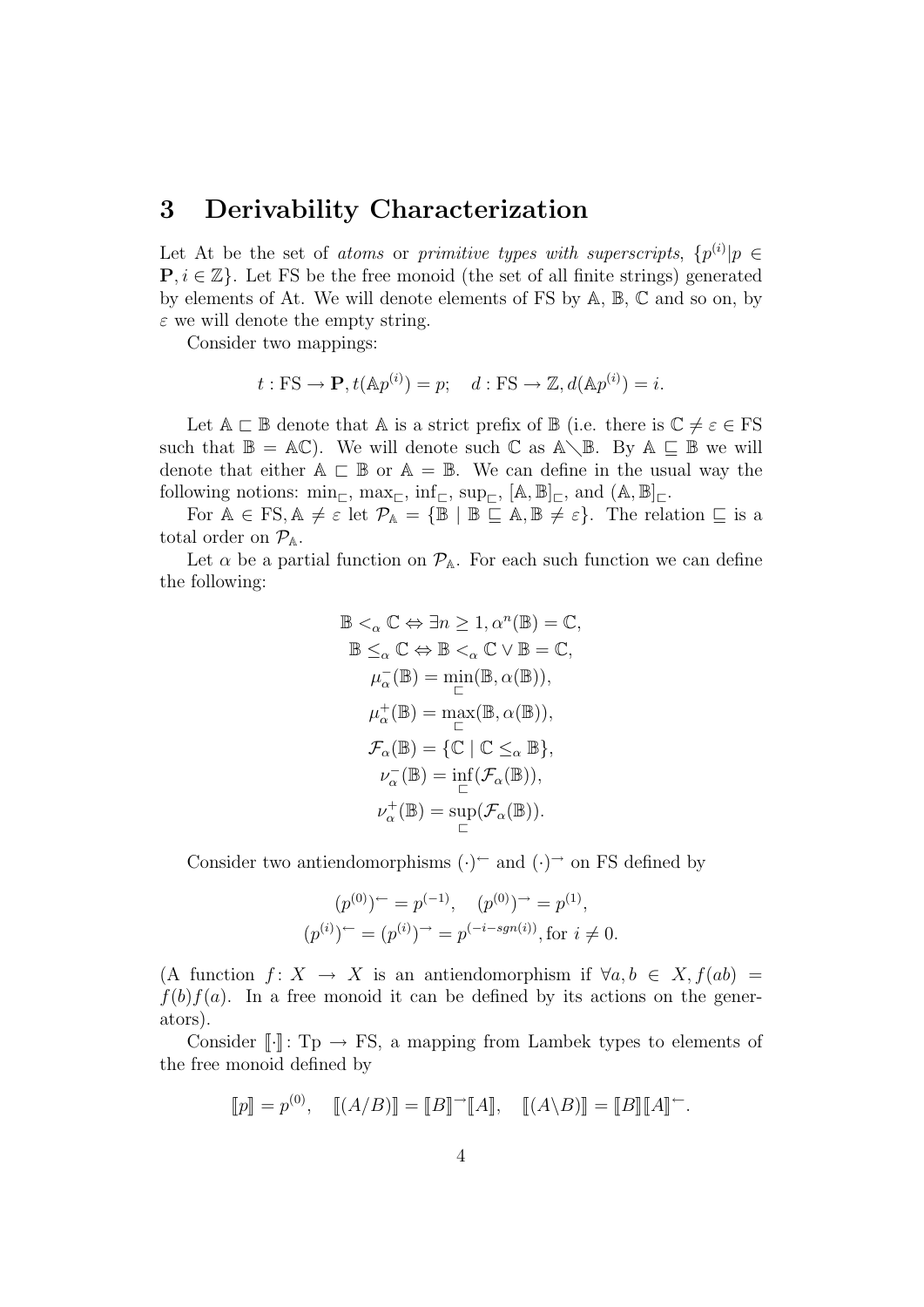# 3 Derivability Characterization

Let At be the set of *atoms* or *primitive types with superscripts*, $\{p^{(i)} | p \in \mathbf{P}, i \in \mathbb{Z}\}$. Let FS be the free monoid (the set of all finite strings) generated by elements of At. We will denote elements of FS by $\mathbb{A}$, $\mathbb{B}$, $\mathbb{C}$ and so on, by $\varepsilon$ we will denote the empty string.

Consider two mappings:

$$t : \mathrm{FS} \to \mathbf{P}, t(\mathbb{A}p^{(i)}) = p; \quad d : \mathrm{FS} \to \mathbb{Z}, d(\mathbb{A}p^{(i)}) = i.$$

Let $\mathbb{A} \sqsubset \mathbb{B}$ denote that $\mathbb{A}$ is a strict prefix of $\mathbb{B}$ (i.e. there is $\mathbb{C} \neq \varepsilon \in \mathrm{FS}$ such that $\mathbb{B} = \mathbb{A}\mathbb{C}$). We will denote such $\mathbb{C}$ as $\mathbb{A} \diagdown \mathbb{B}$. By $\mathbb{A} \sqsubseteq \mathbb{B}$ we will denote that either $\mathbb{A} \sqsubset \mathbb{B}$ or $\mathbb{A} = \mathbb{B}$. We can define in the usual way the following notions: $\min_{\sqsubset}$, $\max_{\sqsubset}$, $\inf_{\sqsubset}$, $\sup_{\sqsubset}$, $[\mathbb{A}, \mathbb{B}]_{\sqsubset}$, and $(\mathbb{A}, \mathbb{B}]_{\sqsubset}$.

For $\mathbb{A} \in \mathrm{FS}, \mathbb{A} \neq \varepsilon$ let $\mathcal{P}_{\mathbb{A}} = \{\mathbb{B} \mid \mathbb{B} \sqsubseteq \mathbb{A}, \mathbb{B} \neq \varepsilon\}$. The relation $\sqsubseteq$ is a total order on $\mathcal{P}_{\mathbb{A}}$.

Let $\alpha$ be a partial function on $\mathcal{P}_{\mathbb{A}}$. For each such function we can define the following:

$$\mathbb{B} <_{\alpha} \mathbb{C} \Leftrightarrow \exists n \geq 1, \alpha^n(\mathbb{B}) = \mathbb{C},$$
$$\mathbb{B} \leq_{\alpha} \mathbb{C} \Leftrightarrow \mathbb{B} <_{\alpha} \mathbb{C} \vee \mathbb{B} = \mathbb{C},$$
$$\mu_{\alpha}^{-}(\mathbb{B}) = \min_{\sqsubset}(\mathbb{B}, \alpha(\mathbb{B})),$$
$$\mu_{\alpha}^{+}(\mathbb{B}) = \max_{\sqsubset}(\mathbb{B}, \alpha(\mathbb{B})),$$
$$\mathcal{F}_{\alpha}(\mathbb{B}) = \{\mathbb{C} \mid \mathbb{C} \leq_{\alpha} \mathbb{B}\},$$
$$\nu_{\alpha}^{-}(\mathbb{B}) = \inf_{\sqsubset}(\mathcal{F}_{\alpha}(\mathbb{B})),$$
$$\nu_{\alpha}^{+}(\mathbb{B}) = \sup_{\sqsubset}(\mathcal{F}_{\alpha}(\mathbb{B})).$$

Consider two antiendomorphisms $(\cdot)^{\leftarrow}$ and $(\cdot)^{\rightarrow}$ on FS defined by

$$(p^{(0)})^{\leftarrow} = p^{(-1)}, \quad (p^{(0)})^{\rightarrow} = p^{(1)},$$
$$(p^{(i)})^{\leftarrow} = (p^{(i)})^{\rightarrow} = p^{(-i-sgn(i))}, \text{for } i \neq 0.$$

(A function $f \colon X \to X$ is an antiendomorphism if $\forall a, b \in X, f(ab) = f(b)f(a)$. In a free monoid it can be defined by its actions on the generators).

Consider $[\![\cdot]\!] \colon \mathrm{Tp} \to \mathrm{FS}$, a mapping from Lambek types to elements of the free monoid defined by

$$[\![p]\!] = p^{(0)}, \quad [\![(A/B)]\!] = [\![B]\!]^{\rightarrow}[\![A]\!], \quad [\![(A \backslash B)]\!] = [\![B]\!][\![A]\!]^{\leftarrow}.$$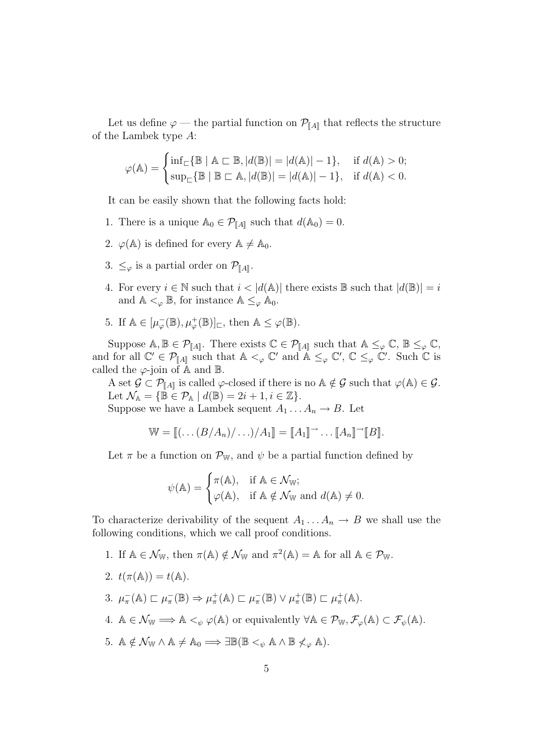Let us define $\varphi$ — the partial function on $\mathcal{P}_{[\![A]\!]}$ that reflects the structure of the Lambek type $A$:

$$\varphi(\mathbb{A}) = \begin{cases} \inf_{\sqsubset}\{\mathbb{B} \mid \mathbb{A} \sqsubset \mathbb{B}, |d(\mathbb{B})| = |d(\mathbb{A})| - 1\}, & \text{if } d(\mathbb{A}) > 0; \\ \sup_{\sqsubset}\{\mathbb{B} \mid \mathbb{B} \sqsubset \mathbb{A}, |d(\mathbb{B})| = |d(\mathbb{A})| - 1\}, & \text{if } d(\mathbb{A}) < 0. \end{cases}$$

It can be easily shown that the following facts hold:

1. There is a unique $\mathbb{A}_0 \in \mathcal{P}_{[\![A]\!]}$ such that $d(\mathbb{A}_0) = 0$.
2. $\varphi(\mathbb{A})$ is defined for every $\mathbb{A} \neq \mathbb{A}_0$.
3. $\leq_\varphi$ is a partial order on $\mathcal{P}_{[\![A]\!]}$.
4. For every $i \in \mathbb{N}$ such that $i < |d(\mathbb{A})|$ there exists $\mathbb{B}$ such that $|d(\mathbb{B})| = i$ and $\mathbb{A} <_\varphi \mathbb{B}$, for instance $\mathbb{A} \leq_\varphi \mathbb{A}_0$.
5. If $\mathbb{A} \in [\mu^-_\varphi(\mathbb{B}), \mu^+_\varphi(\mathbb{B})]_\sqsubset$, then $\mathbb{A} \leq \varphi(\mathbb{B})$.

Suppose $\mathbb{A}, \mathbb{B} \in \mathcal{P}_{[\![A]\!]}$. There exists $\mathbb{C} \in \mathcal{P}_{[\![A]\!]}$ such that $\mathbb{A} \leq_\varphi \mathbb{C}$, $\mathbb{B} \leq_\varphi \mathbb{C}$, and for all $\mathbb{C}' \in \mathcal{P}_{[\![A]\!]}$ such that $\mathbb{A} <_\varphi \mathbb{C}'$ and $\mathbb{A} \leq_\varphi \mathbb{C}'$, $\mathbb{C} \leq_\varphi \mathbb{C}'$. Such $\mathbb{C}$ is called the $\varphi$-join of $\mathbb{A}$ and $\mathbb{B}$.

A set $\mathcal{G} \subset \mathcal{P}_{[\![A]\!]}$ is called $\varphi$-closed if there is no $\mathbb{A} \notin \mathcal{G}$ such that $\varphi(\mathbb{A}) \in \mathcal{G}$.

Let $\mathcal{N}_\mathbb{A} = \{\mathbb{B} \in \mathcal{P}_\mathbb{A} \mid d(\mathbb{B}) = 2i + 1, i \in \mathbb{Z}\}$.

Suppose we have a Lambek sequent $A_1 \ldots A_n \to B$. Let

$$\mathbb{W} = [\![(\ldots(B/A_n)/\ldots)/A_1]\!] = [\![A_1]\!]^\to \ldots [\![A_n]\!]^\to [\![B]\!].$$

Let $\pi$ be a function on $\mathcal{P}_\mathbb{W}$, and $\psi$ be a partial function defined by

$$\psi(\mathbb{A}) = \begin{cases} \pi(\mathbb{A}), & \text{if } \mathbb{A} \in \mathcal{N}_\mathbb{W}; \\ \varphi(\mathbb{A}), & \text{if } \mathbb{A} \notin \mathcal{N}_\mathbb{W} \text{ and } d(\mathbb{A}) \neq 0. \end{cases}$$

To characterize derivability of the sequent $A_1 \ldots A_n \to B$ we shall use the following conditions, which we call proof conditions.

1. If $\mathbb{A} \in \mathcal{N}_\mathbb{W}$, then $\pi(\mathbb{A}) \notin \mathcal{N}_\mathbb{W}$ and $\pi^2(\mathbb{A}) = \mathbb{A}$ for all $\mathbb{A} \in \mathcal{P}_\mathbb{W}$.
2. $t(\pi(\mathbb{A})) = t(\mathbb{A})$.
3. $\mu^-_\pi(\mathbb{A}) \sqsubset \mu^-_\pi(\mathbb{B}) \Rightarrow \mu^+_\pi(\mathbb{A}) \sqsubset \mu^-_\pi(\mathbb{B}) \vee \mu^+_\pi(\mathbb{B}) \sqsubset \mu^+_\pi(\mathbb{A})$.
4. $\mathbb{A} \in \mathcal{N}_\mathbb{W} \Longrightarrow \mathbb{A} <_\psi \varphi(\mathbb{A})$ or equivalently $\forall \mathbb{A} \in \mathcal{P}_\mathbb{W}, \mathcal{F}_\varphi(\mathbb{A}) \subset \mathcal{F}_\psi(\mathbb{A})$.
5. $\mathbb{A} \notin \mathcal{N}_\mathbb{W} \wedge \mathbb{A} \neq \mathbb{A}_0 \Longrightarrow \exists \mathbb{B}(\mathbb{B} <_\psi \mathbb{A} \wedge \mathbb{B} \not<_\varphi \mathbb{A})$.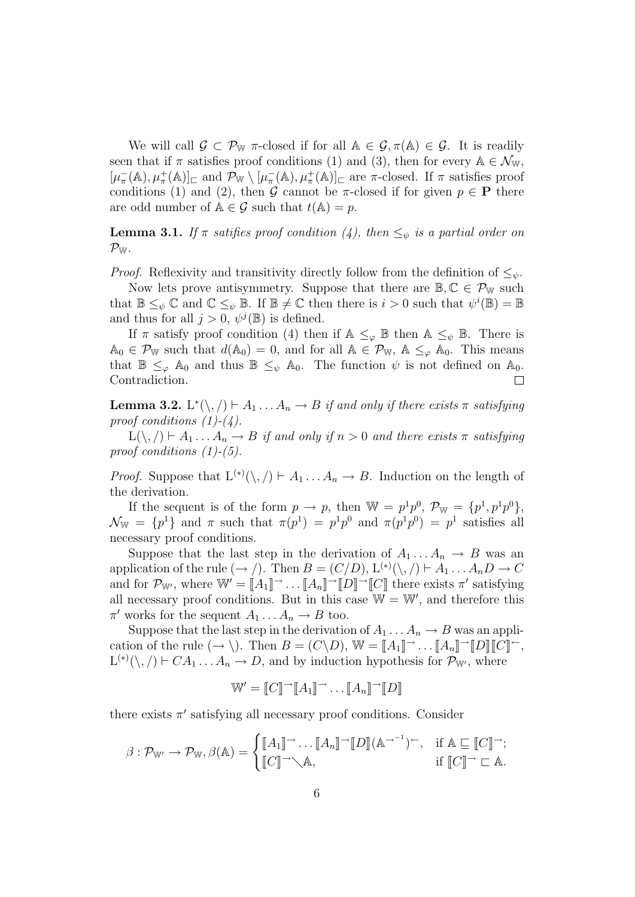We will call $\mathcal{G} \subset \mathcal{P}_{\mathbb{W}}$ $\pi$-closed if for all $\mathbb{A} \in \mathcal{G}, \pi(\mathbb{A}) \in \mathcal{G}$. It is readily seen that if $\pi$ satisfies proof conditions (1) and (3), then for every $\mathbb{A} \in \mathcal{N}_{\mathbb{W}}$, $[\mu_\pi^-(\mathbb{A}), \mu_\pi^+(\mathbb{A})]_\sqsubset$ and $\mathcal{P}_{\mathbb{W}} \setminus [\mu_\pi^-(\mathbb{A}), \mu_\pi^+(\mathbb{A})]_\sqsubset$ are $\pi$-closed. If $\pi$ satisfies proof conditions (1) and (2), then $\mathcal{G}$ cannot be $\pi$-closed if for given $p \in \mathbf{P}$ there are odd number of $\mathbb{A} \in \mathcal{G}$ such that $t(\mathbb{A}) = p$.

**Lemma 3.1.** *If $\pi$ satifies proof condition (4), then $\leq_\psi$ is a partial order on $\mathcal{P}_{\mathbb{W}}$.*

*Proof.* Reflexivity and transitivity directly follow from the definition of $\leq_\psi$.

Now lets prove antisymmetry. Suppose that there are $\mathbb{B}, \mathbb{C} \in \mathcal{P}_{\mathbb{W}}$ such that $\mathbb{B} \leq_\psi \mathbb{C}$ and $\mathbb{C} \leq_\psi \mathbb{B}$. If $\mathbb{B} \neq \mathbb{C}$ then there is $i > 0$ such that $\psi^i(\mathbb{B}) = \mathbb{B}$ and thus for all $j > 0$, $\psi^j(\mathbb{B})$ is defined.

If $\pi$ satisfy proof condition (4) then if $\mathbb{A} \leq_\varphi \mathbb{B}$ then $\mathbb{A} \leq_\psi \mathbb{B}$. There is $\mathbb{A}_0 \in \mathcal{P}_{\mathbb{W}}$ such that $d(\mathbb{A}_0) = 0$, and for all $\mathbb{A} \in \mathcal{P}_{\mathbb{W}}$, $\mathbb{A} \leq_\varphi \mathbb{A}_0$. This means that $\mathbb{B} \leq_\varphi \mathbb{A}_0$ and thus $\mathbb{B} \leq_\psi \mathbb{A}_0$. The function $\psi$ is not defined on $\mathbb{A}_0$. Contradiction. $\square$

**Lemma 3.2.** *$\mathrm{L}^*(\backslash, /) \vdash A_1 \dots A_n \to B$ if and only if there exists $\pi$ satisfying proof conditions (1)-(4).*

*$\mathrm{L}(\backslash, /) \vdash A_1 \dots A_n \to B$ if and only if $n > 0$ and there exists $\pi$ satisfying proof conditions (1)-(5).*

*Proof.* Suppose that $\mathrm{L}^{(*)}(\backslash, /) \vdash A_1 \dots A_n \to B$. Induction on the length of the derivation.

If the sequent is of the form $p \to p$, then $\mathbb{W} = p^1 p^0$, $\mathcal{P}_{\mathbb{W}} = \{p^1, p^1 p^0\}$, $\mathcal{N}_{\mathbb{W}} = \{p^1\}$ and $\pi$ such that $\pi(p^1) = p^1 p^0$ and $\pi(p^1 p^0) = p^1$ satisfies all necessary proof conditions.

Suppose that the last step in the derivation of $A_1 \dots A_n \to B$ was an application of the rule $(\to /)$. Then $B = (C/D)$, $\mathrm{L}^{(*)}(\backslash, /) \vdash A_1 \dots A_n D \to C$ and for $\mathcal{P}_{\mathbb{W}'}$, where $\mathbb{W}' = [\![A_1]\!]^\to \dots [\![A_n]\!]^\to [\![D]\!]^\to [\![C]\!]$ there exists $\pi'$ satisfying all necessary proof conditions. But in this case $\mathbb{W} = \mathbb{W}'$, and therefore this $\pi'$ works for the sequent $A_1 \dots A_n \to B$ too.

Suppose that the last step in the derivation of $A_1 \dots A_n \to B$ was an application of the rule $(\to \backslash)$. Then $B = (C \backslash D)$, $\mathbb{W} = [\![A_1]\!]^\to \dots [\![A_n]\!]^\to [\![D]\!] [\![C]\!]^\leftarrow$, $\mathrm{L}^{(*)}(\backslash, /) \vdash C A_1 \dots A_n \to D$, and by induction hypothesis for $\mathcal{P}_{\mathbb{W}'}$, where

$$\mathbb{W}' = [\![C]\!]^\to [\![A_1]\!]^\to \dots [\![A_n]\!]^\to [\![D]\!]$$

there exists $\pi'$ satisfying all necessary proof conditions. Consider

$$\beta : \mathcal{P}_{\mathbb{W}'} \to \mathcal{P}_{\mathbb{W}}, \beta(\mathbb{A}) = \begin{cases} [\![A_1]\!]^\to \dots [\![A_n]\!]^\to [\![D]\!] (\mathbb{A}^{\to^{-1}})^\leftarrow, & \text{if } \mathbb{A} \sqsubseteq [\![C]\!]^\to; \\ [\![C]\!]^\to \diagdown \mathbb{A}, & \text{if } [\![C]\!]^\to \sqsubset \mathbb{A}. \end{cases}$$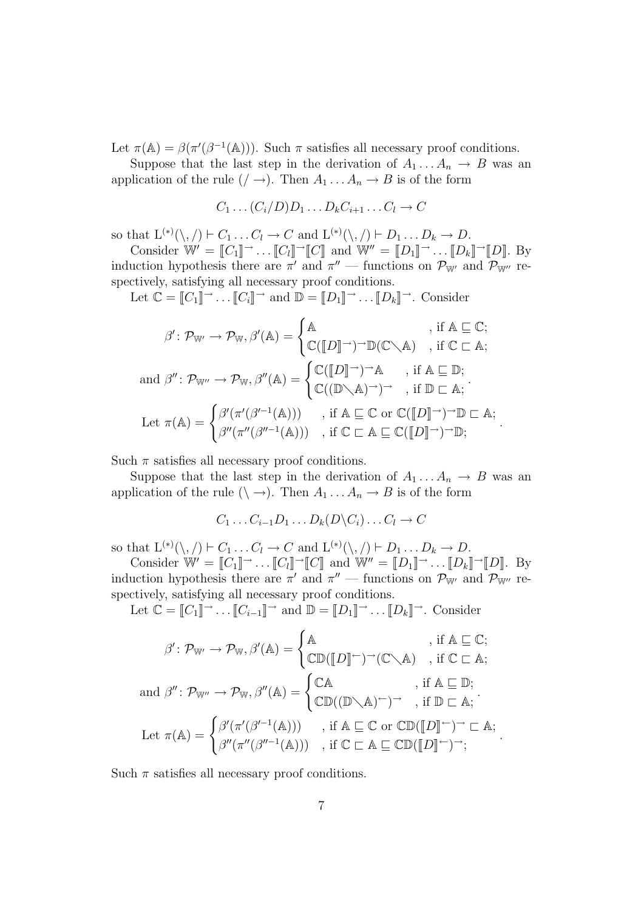Let $\pi(\mathbb{A}) = \beta(\pi'(\beta^{-1}(\mathbb{A})))$. Such $\pi$ satisfies all necessary proof conditions.

Suppose that the last step in the derivation of $A_1 \ldots A_n \to B$ was an application of the rule $(/ \to)$. Then $A_1 \ldots A_n \to B$ is of the form

$$C_1 \ldots (C_i/D) D_1 \ldots D_k C_{i+1} \ldots C_l \to C$$

so that $\mathrm{L}^{(*)}(\backslash, /) \vdash C_1 \ldots C_l \to C$ and $\mathrm{L}^{(*)}(\backslash, /) \vdash D_1 \ldots D_k \to D$.

Consider $\mathbb{W}' = [\![C_1]\!]^{\rightarrow} \ldots [\![C_l]\!]^{\rightarrow} [\![C]\!]$ and $\mathbb{W}'' = [\![D_1]\!]^{\rightarrow} \ldots [\![D_k]\!]^{\rightarrow} [\![D]\!]$. By induction hypothesis there are $\pi'$ and $\pi''$ — functions on $\mathcal{P}_{\mathbb{W}'}$ and $\mathcal{P}_{\mathbb{W}''}$ respectively, satisfying all necessary proof conditions.

Let $\mathbb{C} = [\![C_1]\!]^{\rightarrow} \ldots [\![C_i]\!]^{\rightarrow}$ and $\mathbb{D} = [\![D_1]\!]^{\rightarrow} \ldots [\![D_k]\!]^{\rightarrow}$. Consider

$$\beta' \colon \mathcal{P}_{\mathbb{W}'} \to \mathcal{P}_{\mathbb{W}}, \beta'(\mathbb{A}) = \begin{cases} \mathbb{A} & \text{, if } \mathbb{A} \sqsubseteq \mathbb{C}; \\ \mathbb{C}([\![D]\!]^{\rightarrow})^{\rightarrow} \mathbb{D}(\mathbb{C} \diagdown \mathbb{A}) & \text{, if } \mathbb{C} \sqsubset \mathbb{A}; \end{cases}$$

$$\text{and } \beta'' \colon \mathcal{P}_{\mathbb{W}''} \to \mathcal{P}_{\mathbb{W}}, \beta''(\mathbb{A}) = \begin{cases} \mathbb{C}([\![D]\!]^{\rightarrow})^{\rightarrow} \mathbb{A} & \text{, if } \mathbb{A} \sqsubseteq \mathbb{D}; \\ \mathbb{C}((\mathbb{D} \diagdown \mathbb{A})^{\rightarrow})^{\rightarrow} & \text{, if } \mathbb{D} \sqsubset \mathbb{A}; \end{cases}.$$

$$\text{Let } \pi(\mathbb{A}) = \begin{cases} \beta'(\pi'(\beta'^{-1}(\mathbb{A}))) & \text{, if } \mathbb{A} \sqsubseteq \mathbb{C} \text{ or } \mathbb{C}([\![D]\!]^{\rightarrow})^{\rightarrow} \mathbb{D} \sqsubset \mathbb{A}; \\ \beta''(\pi''(\beta''^{-1}(\mathbb{A}))) & \text{, if } \mathbb{C} \sqsubset \mathbb{A} \sqsubseteq \mathbb{C}([\![D]\!]^{\rightarrow})^{\rightarrow} \mathbb{D}; \end{cases}.$$

Such $\pi$ satisfies all necessary proof conditions.

Suppose that the last step in the derivation of $A_1 \ldots A_n \to B$ was an application of the rule $(\backslash \to)$. Then $A_1 \ldots A_n \to B$ is of the form

$$C_1 \ldots C_{i-1} D_1 \ldots D_k (D \backslash C_i) \ldots C_l \to C$$

so that $\mathrm{L}^{(*)}(\backslash, /) \vdash C_1 \ldots C_l \to C$ and $\mathrm{L}^{(*)}(\backslash, /) \vdash D_1 \ldots D_k \to D$.

Consider $\mathbb{W}' = [\![C_1]\!]^{\rightarrow} \ldots [\![C_l]\!]^{\rightarrow} [\![C]\!]$ and $\mathbb{W}'' = [\![D_1]\!]^{\rightarrow} \ldots [\![D_k]\!]^{\rightarrow} [\![D]\!]$. By induction hypothesis there are $\pi'$ and $\pi''$ — functions on $\mathcal{P}_{\mathbb{W}'}$ and $\mathcal{P}_{\mathbb{W}''}$ respectively, satisfying all necessary proof conditions.

Let $\mathbb{C} = [\![C_1]\!]^{\rightarrow} \ldots [\![C_{i-1}]\!]^{\rightarrow}$ and $\mathbb{D} = [\![D_1]\!]^{\rightarrow} \ldots [\![D_k]\!]^{\rightarrow}$. Consider

$$\beta' \colon \mathcal{P}_{\mathbb{W}'} \to \mathcal{P}_{\mathbb{W}}, \beta'(\mathbb{A}) = \begin{cases} \mathbb{A} & \text{, if } \mathbb{A} \sqsubseteq \mathbb{C}; \\ \mathbb{C}\mathbb{D}([\![D]\!]^{\leftarrow})^{\rightarrow} (\mathbb{C} \diagdown \mathbb{A}) & \text{, if } \mathbb{C} \sqsubset \mathbb{A}; \end{cases}$$

$$\text{and } \beta'' \colon \mathcal{P}_{\mathbb{W}''} \to \mathcal{P}_{\mathbb{W}}, \beta''(\mathbb{A}) = \begin{cases} \mathbb{C}\mathbb{A} & \text{, if } \mathbb{A} \sqsubseteq \mathbb{D}; \\ \mathbb{C}\mathbb{D}((\mathbb{D} \diagdown \mathbb{A})^{\leftarrow})^{\rightarrow} & \text{, if } \mathbb{D} \sqsubset \mathbb{A}; \end{cases}.$$

$$\text{Let } \pi(\mathbb{A}) = \begin{cases} \beta'(\pi'(\beta'^{-1}(\mathbb{A}))) & \text{, if } \mathbb{A} \sqsubseteq \mathbb{C} \text{ or } \mathbb{C}\mathbb{D}([\![D]\!]^{\leftarrow})^{\rightarrow} \sqsubset \mathbb{A}; \\ \beta''(\pi''(\beta''^{-1}(\mathbb{A}))) & \text{, if } \mathbb{C} \sqsubset \mathbb{A} \sqsubseteq \mathbb{C}\mathbb{D}([\![D]\!]^{\leftarrow})^{\rightarrow}; \end{cases}.$$

Such $\pi$ satisfies all necessary proof conditions.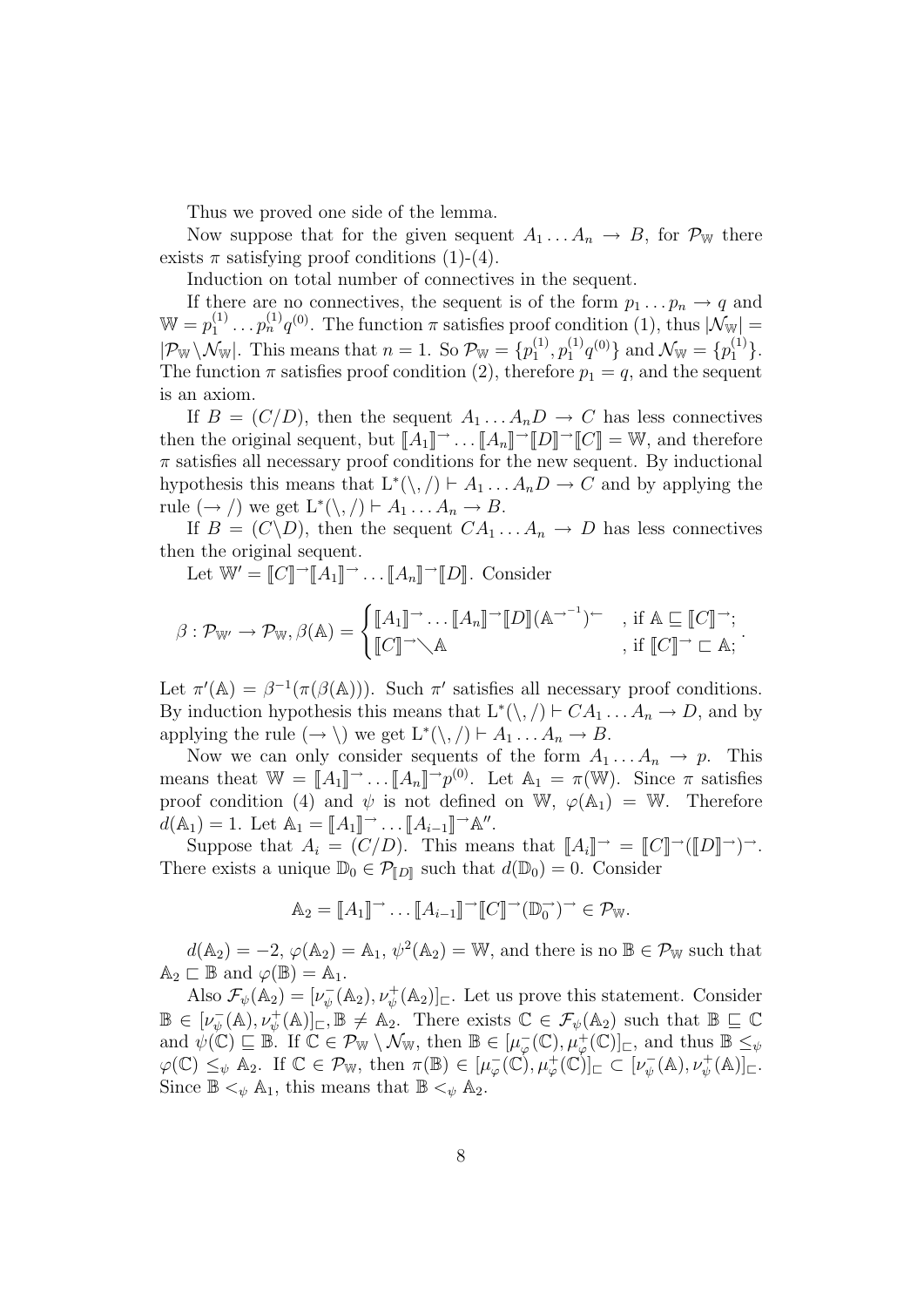Thus we proved one side of the lemma.

Now suppose that for the given sequent $A_1 \ldots A_n \to B$, for $\mathcal{P}_{\mathbb{W}}$ there exists $\pi$ satisfying proof conditions (1)-(4).

Induction on total number of connectives in the sequent.

If there are no connectives, the sequent is of the form $p_1 \ldots p_n \to q$ and $\mathbb{W} = p_1^{(1)} \ldots p_n^{(1)} q^{(0)}$. The function $\pi$ satisfies proof condition (1), thus $|\mathcal{N}_{\mathbb{W}}| = |\mathcal{P}_{\mathbb{W}} \setminus \mathcal{N}_{\mathbb{W}}|$. This means that $n = 1$. So $\mathcal{P}_{\mathbb{W}} = \{p_1^{(1)}, p_1^{(1)} q^{(0)}\}$ and $\mathcal{N}_{\mathbb{W}} = \{p_1^{(1)}\}$. The function $\pi$ satisfies proof condition (2), therefore $p_1 = q$, and the sequent is an axiom.

If $B = (C/D)$, then the sequent $A_1 \ldots A_n D \to C$ has less connectives then the original sequent, but $[\![A_1]\!]^{\rightarrow} \ldots [\![A_n]\!]^{\rightarrow} [\![D]\!]^{\rightarrow} [\![C]\!] = \mathbb{W}$, and therefore $\pi$ satisfies all necessary proof conditions for the new sequent. By inductional hypothesis this means that $\mathrm{L}^*(\backslash, /) \vdash A_1 \ldots A_n D \to C$ and by applying the rule $(\to /)$ we get $\mathrm{L}^*(\backslash, /) \vdash A_1 \ldots A_n \to B$.

If $B = (C \backslash D)$, then the sequent $C A_1 \ldots A_n \to D$ has less connectives then the original sequent.

Let $\mathbb{W}' = [\![C]\!]^{\rightarrow} [\![A_1]\!]^{\rightarrow} \ldots [\![A_n]\!]^{\rightarrow} [\![D]\!]$. Consider

$$\beta : \mathcal{P}_{\mathbb{W}'} \to \mathcal{P}_{\mathbb{W}}, \beta(\mathbb{A}) = \begin{cases} [\![A_1]\!]^{\rightarrow} \ldots [\![A_n]\!]^{\rightarrow} [\![D]\!] (\mathbb{A}^{\rightarrow^{-1}})^{\leftarrow} & \text{, if } \mathbb{A} \sqsubseteq [\![C]\!]^{\rightarrow}; \\ [\![C]\!]^{\rightarrow} \diagdown \mathbb{A} & \text{, if } [\![C]\!]^{\rightarrow} \sqsubset \mathbb{A}; \end{cases}.$$

Let $\pi'(\mathbb{A}) = \beta^{-1}(\pi(\beta(\mathbb{A})))$. Such $\pi'$ satisfies all necessary proof conditions. By induction hypothesis this means that $\mathrm{L}^*(\backslash, /) \vdash C A_1 \ldots A_n \to D$, and by applying the rule $(\to \backslash)$ we get $\mathrm{L}^*(\backslash, /) \vdash A_1 \ldots A_n \to B$.

Now we can only consider sequents of the form $A_1 \ldots A_n \to p$. This means theat $\mathbb{W} = [\![A_1]\!]^{\rightarrow} \ldots [\![A_n]\!]^{\rightarrow} p^{(0)}$. Let $\mathbb{A}_1 = \pi(\mathbb{W})$. Since $\pi$ satisfies proof condition (4) and $\psi$ is not defined on $\mathbb{W}$, $\varphi(\mathbb{A}_1) = \mathbb{W}$. Therefore $d(\mathbb{A}_1) = 1$. Let $\mathbb{A}_1 = [\![A_1]\!]^{\rightarrow} \ldots [\![A_{i-1}]\!]^{\rightarrow} \mathbb{A}''$.

Suppose that $A_i = (C/D)$. This means that $[\![A_i]\!]^{\rightarrow} = [\![C]\!]^{\rightarrow} ([\![D]\!]^{\rightarrow})^{\rightarrow}$. There exists a unique $\mathbb{D}_0 \in \mathcal{P}_{[\![D]\!]}$ such that $d(\mathbb{D}_0) = 0$. Consider

$$\mathbb{A}_2 = [\![A_1]\!]^{\rightarrow} \ldots [\![A_{i-1}]\!]^{\rightarrow} [\![C]\!]^{\rightarrow} (\mathbb{D}_0^{\rightarrow})^{\rightarrow} \in \mathcal{P}_{\mathbb{W}}.$$

$d(\mathbb{A}_2) = -2$, $\varphi(\mathbb{A}_2) = \mathbb{A}_1$, $\psi^2(\mathbb{A}_2) = \mathbb{W}$, and there is no $\mathbb{B} \in \mathcal{P}_{\mathbb{W}}$ such that $\mathbb{A}_2 \sqsubset \mathbb{B}$ and $\varphi(\mathbb{B}) = \mathbb{A}_1$.

Also $\mathcal{F}_{\psi}(\mathbb{A}_2) = [\nu_{\psi}^-(\mathbb{A}_2), \nu_{\psi}^+(\mathbb{A}_2)]_{\sqsubset}$. Let us prove this statement. Consider $\mathbb{B} \in [\nu_{\psi}^-(\mathbb{A}), \nu_{\psi}^+(\mathbb{A})]_{\sqsubset}, \mathbb{B} \neq \mathbb{A}_2$. There exists $\mathbb{C} \in \mathcal{F}_{\psi}(\mathbb{A}_2)$ such that $\mathbb{B} \sqsubseteq \mathbb{C}$ and $\psi(\mathbb{C}) \sqsubseteq \mathbb{B}$. If $\mathbb{C} \in \mathcal{P}_{\mathbb{W}} \setminus \mathcal{N}_{\mathbb{W}}$, then $\mathbb{B} \in [\mu_{\varphi}^-(\mathbb{C}), \mu_{\varphi}^+(\mathbb{C})]_{\sqsubset}$, and thus $\mathbb{B} \leq_{\psi} \varphi(\mathbb{C}) \leq_{\psi} \mathbb{A}_2$. If $\mathbb{C} \in \mathcal{P}_{\mathbb{W}}$, then $\pi(\mathbb{B}) \in [\mu_{\varphi}^-(\mathbb{C}), \mu_{\varphi}^+(\mathbb{C})]_{\sqsubset} \subset [\nu_{\psi}^-(\mathbb{A}), \nu_{\psi}^+(\mathbb{A})]_{\sqsubset}$. Since $\mathbb{B} <_{\psi} \mathbb{A}_1$, this means that $\mathbb{B} <_{\psi} \mathbb{A}_2$.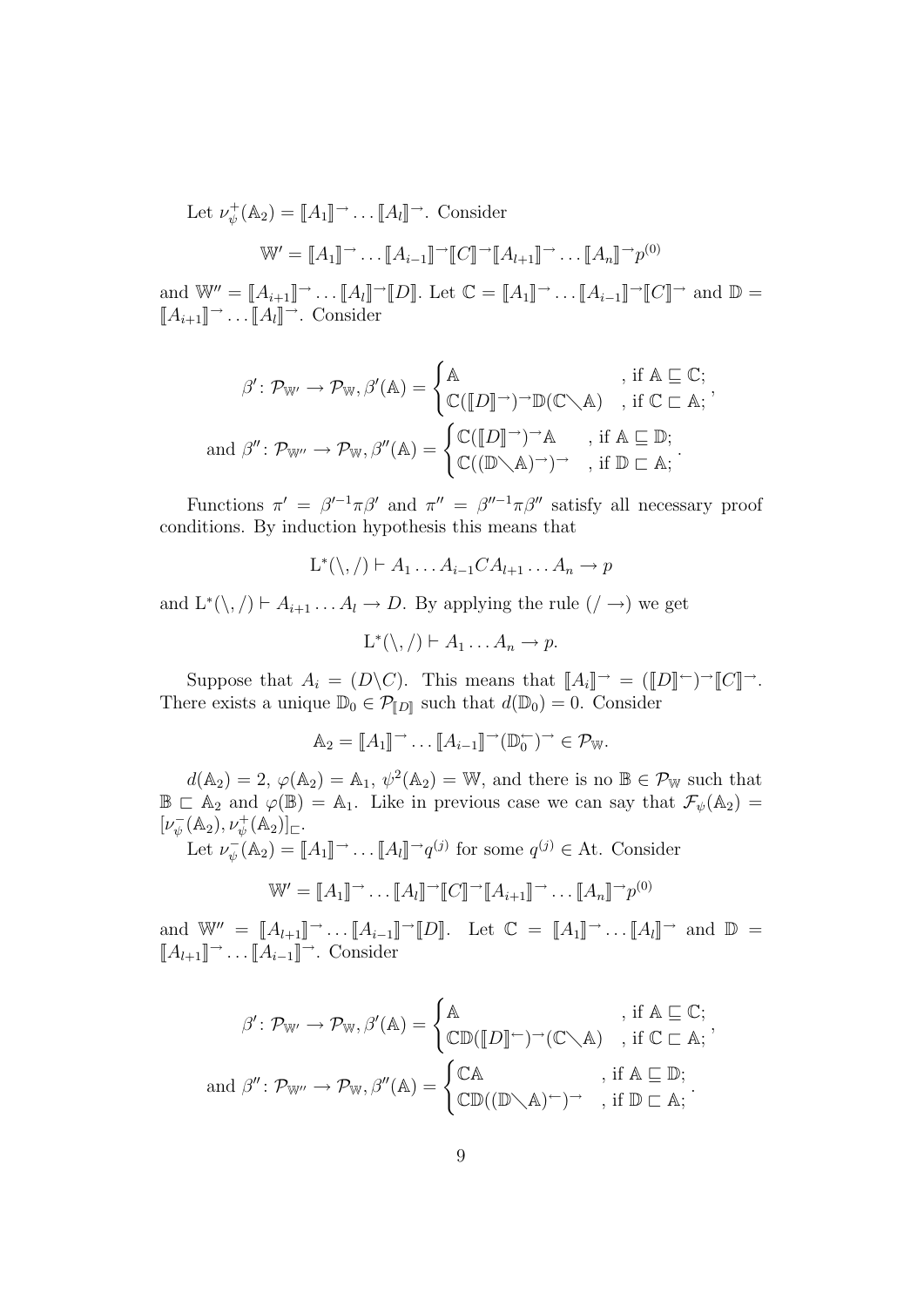Let $\nu^{+}_{\psi}(\mathbb{A}_2) = [\![A_1]\!]^{\rightarrow} \dots [\![A_l]\!]^{\rightarrow}$. Consider

$$\mathbb{W}' = [\![A_1]\!]^{\rightarrow} \dots [\![A_{i-1}]\!]^{\rightarrow} [\![C]\!]^{\rightarrow} [\![A_{l+1}]\!]^{\rightarrow} \dots [\![A_n]\!]^{\rightarrow} p^{(0)}$$

and $\mathbb{W}'' = [\![A_{i+1}]\!]^{\rightarrow} \dots [\![A_l]\!]^{\rightarrow} [\![D]\!]$. Let $\mathbb{C} = [\![A_1]\!]^{\rightarrow} \dots [\![A_{i-1}]\!]^{\rightarrow} [\![C]\!]^{\rightarrow}$ and $\mathbb{D} = [\![A_{i+1}]\!]^{\rightarrow} \dots [\![A_l]\!]^{\rightarrow}$. Consider

$$\beta' \colon \mathcal{P}_{\mathbb{W}'} \to \mathcal{P}_{\mathbb{W}}, \beta'(\mathbb{A}) = \begin{cases} \mathbb{A} & \text{, if } \mathbb{A} \sqsubseteq \mathbb{C}; \\ \mathbb{C}(([\![D]\!]^{\rightarrow})^{\rightarrow} \mathbb{D}(\mathbb{C} \diagdown \mathbb{A}) & \text{, if } \mathbb{C} \sqsubset \mathbb{A}; \end{cases},$$

$$\text{and } \beta'' \colon \mathcal{P}_{\mathbb{W}''} \to \mathcal{P}_{\mathbb{W}}, \beta''(\mathbb{A}) = \begin{cases} \mathbb{C}(([\![D]\!]^{\rightarrow})^{\rightarrow} \mathbb{A} & \text{, if } \mathbb{A} \sqsubseteq \mathbb{D}; \\ \mathbb{C}((\mathbb{D} \diagdown \mathbb{A})^{\rightarrow})^{\rightarrow} & \text{, if } \mathbb{D} \sqsubset \mathbb{A}; \end{cases}.$$

Functions $\pi' = \beta'^{-1} \pi \beta'$ and $\pi'' = \beta''^{-1} \pi \beta''$ satisfy all necessary proof conditions. By induction hypothesis this means that

$$\mathrm{L}^*(\backslash, /) \vdash A_1 \dots A_{i-1} C A_{l+1} \dots A_n \to p$$

and $\mathrm{L}^*(\backslash, /) \vdash A_{i+1} \dots A_l \to D$. By applying the rule $(/ \to)$ we get

$$\mathrm{L}^*(\backslash, /) \vdash A_1 \dots A_n \to p.$$

Suppose that $A_i = (D \backslash C)$. This means that $[\![A_i]\!]^{\rightarrow} = ([\![D]\!]^{\leftarrow})^{\rightarrow} [\![C]\!]^{\rightarrow}$. There exists a unique $\mathbb{D}_0 \in \mathcal{P}_{[\![D]\!]}$ such that $d(\mathbb{D}_0) = 0$. Consider

$$\mathbb{A}_2 = [\![A_1]\!]^{\rightarrow} \dots [\![A_{i-1}]\!]^{\rightarrow} (\mathbb{D}_0^{\leftarrow})^{\rightarrow} \in \mathcal{P}_{\mathbb{W}}.$$

$d(\mathbb{A}_2) = 2$, $\varphi(\mathbb{A}_2) = \mathbb{A}_1$, $\psi^2(\mathbb{A}_2) = \mathbb{W}$, and there is no $\mathbb{B} \in \mathcal{P}_{\mathbb{W}}$ such that $\mathbb{B} \sqsubset \mathbb{A}_2$ and $\varphi(\mathbb{B}) = \mathbb{A}_1$. Like in previous case we can say that $\mathcal{F}_{\psi}(\mathbb{A}_2) = [\nu^{-}_{\psi}(\mathbb{A}_2), \nu^{+}_{\psi}(\mathbb{A}_2)]_{\sqsubset}$.

Let $\nu^{-}_{\psi}(\mathbb{A}_2) = [\![A_1]\!]^{\rightarrow} \dots [\![A_l]\!]^{\rightarrow} q^{(j)}$ for some $q^{(j)} \in \mathrm{At}$. Consider

$$\mathbb{W}' = [\![A_1]\!]^{\rightarrow} \dots [\![A_l]\!]^{\rightarrow} [\![C]\!]^{\rightarrow} [\![A_{i+1}]\!]^{\rightarrow} \dots [\![A_n]\!]^{\rightarrow} p^{(0)}$$

and $\mathbb{W}'' = [\![A_{l+1}]\!]^{\rightarrow} \dots [\![A_{i-1}]\!]^{\rightarrow} [\![D]\!]$. Let $\mathbb{C} = [\![A_1]\!]^{\rightarrow} \dots [\![A_l]\!]^{\rightarrow}$ and $\mathbb{D} = [\![A_{l+1}]\!]^{\rightarrow} \dots [\![A_{i-1}]\!]^{\rightarrow}$. Consider

$$\beta' \colon \mathcal{P}_{\mathbb{W}'} \to \mathcal{P}_{\mathbb{W}}, \beta'(\mathbb{A}) = \begin{cases} \mathbb{A} & \text{, if } \mathbb{A} \sqsubseteq \mathbb{C}; \\ \mathbb{C}\mathbb{D}(([\![D]\!]^{\leftarrow})^{\rightarrow} (\mathbb{C} \diagdown \mathbb{A}) & \text{, if } \mathbb{C} \sqsubset \mathbb{A}; \end{cases},$$

$$\text{and } \beta'' \colon \mathcal{P}_{\mathbb{W}''} \to \mathcal{P}_{\mathbb{W}}, \beta''(\mathbb{A}) = \begin{cases} \mathbb{C}\mathbb{A} & \text{, if } \mathbb{A} \sqsubseteq \mathbb{D}; \\ \mathbb{C}\mathbb{D}(((\mathbb{D} \diagdown \mathbb{A})^{\leftarrow})^{\rightarrow} & \text{, if } \mathbb{D} \sqsubset \mathbb{A}; \end{cases}.$$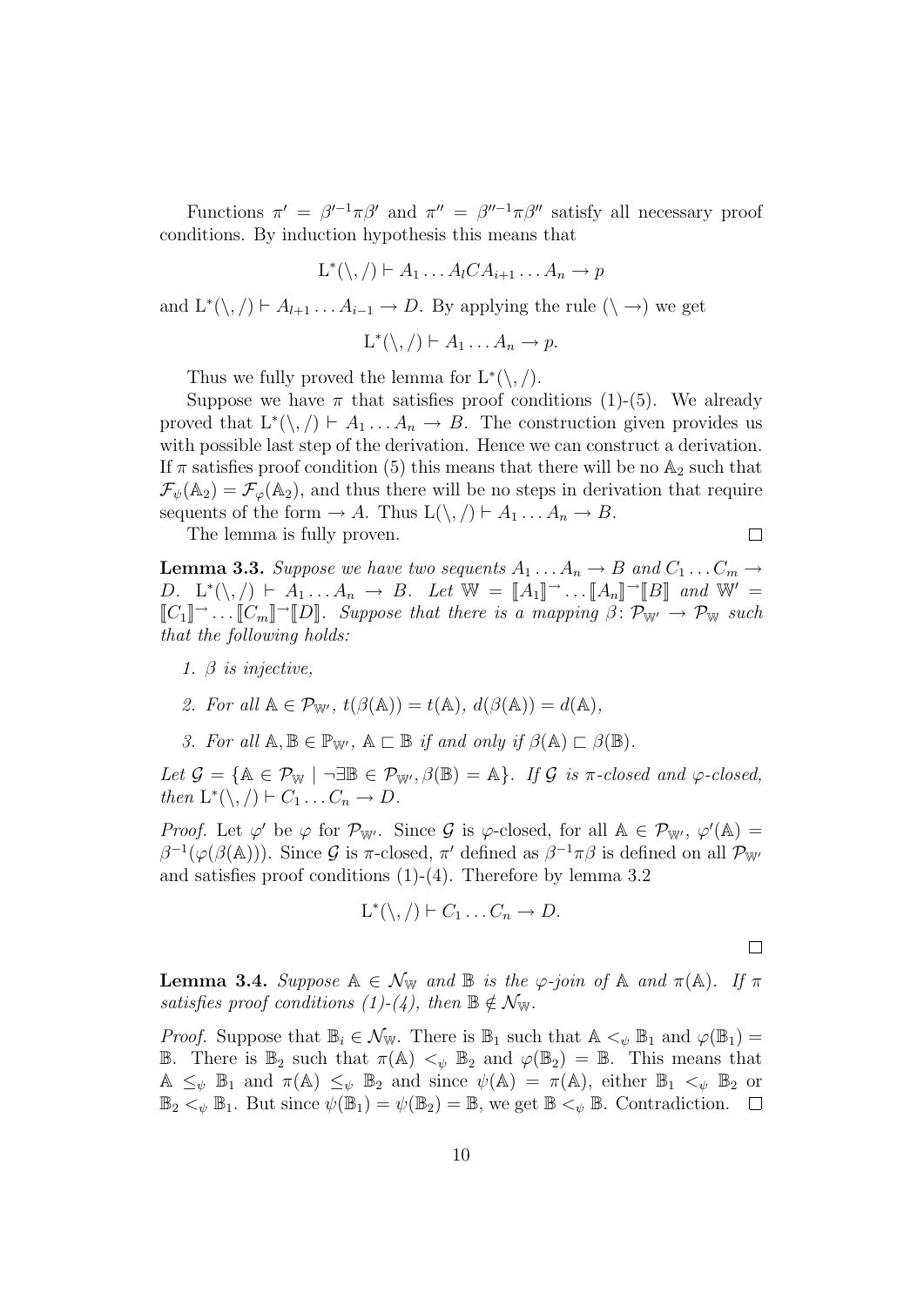Functions $\pi' = \beta'^{-1}\pi\beta'$ and $\pi'' = \beta''^{-1}\pi\beta''$ satisfy all necessary proof conditions. By induction hypothesis this means that

$$\mathrm{L}^*(\backslash, /) \vdash A_1 \dots A_l C A_{i+1} \dots A_n \to p$$

and $\mathrm{L}^*(\backslash, /) \vdash A_{l+1} \dots A_{i-1} \to D$. By applying the rule $(\backslash \to)$ we get

$$\mathrm{L}^*(\backslash, /) \vdash A_1 \dots A_n \to p.$$

Thus we fully proved the lemma for $\mathrm{L}^*(\backslash, /)$.

Suppose we have $\pi$ that satisfies proof conditions (1)-(5). We already proved that $\mathrm{L}^*(\backslash, /) \vdash A_1 \dots A_n \to B$. The construction given provides us with possible last step of the derivation. Hence we can construct a derivation. If $\pi$ satisfies proof condition (5) this means that there will be no $\mathbb{A}_2$ such that $\mathcal{F}_\psi(\mathbb{A}_2) = \mathcal{F}_\varphi(\mathbb{A}_2)$, and thus there will be no steps in derivation that require sequents of the form $\to A$. Thus $\mathrm{L}(\backslash, /) \vdash A_1 \dots A_n \to B$.

The lemma is fully proven. $\square$

**Lemma 3.3.** *Suppose we have two sequents $A_1 \dots A_n \to B$ and $C_1 \dots C_m \to D$. $\mathrm{L}^*(\backslash, /) \vdash A_1 \dots A_n \to B$. Let $\mathbb{W} = [\![A_1]\!]^{\to} \dots [\![A_n]\!]^{\to} [\![B]\!]$ and $\mathbb{W}' = [\![C_1]\!]^{\to} \dots [\![C_m]\!]^{\to} [\![D]\!]$. Suppose that there is a mapping $\beta \colon \mathcal{P}_{\mathbb{W}'} \to \mathcal{P}_{\mathbb{W}}$ such that the following holds:*

1. *$\beta$ is injective,*
2. *For all $\mathbb{A} \in \mathcal{P}_{\mathbb{W}'}$, $t(\beta(\mathbb{A})) = t(\mathbb{A})$, $d(\beta(\mathbb{A})) = d(\mathbb{A})$,*
3. *For all $\mathbb{A}, \mathbb{B} \in \mathbb{P}_{\mathbb{W}'}$, $\mathbb{A} \sqsubset \mathbb{B}$ if and only if $\beta(\mathbb{A}) \sqsubset \beta(\mathbb{B})$.*

*Let $\mathcal{G} = \{\mathbb{A} \in \mathcal{P}_{\mathbb{W}} \mid \neg \exists \mathbb{B} \in \mathcal{P}_{\mathbb{W}'}, \beta(\mathbb{B}) = \mathbb{A}\}$. If $\mathcal{G}$ is $\pi$-closed and $\varphi$-closed, then $\mathrm{L}^*(\backslash, /) \vdash C_1 \dots C_n \to D$.*

*Proof.* Let $\varphi'$ be $\varphi$ for $\mathcal{P}_{\mathbb{W}'}$. Since $\mathcal{G}$ is $\varphi$-closed, for all $\mathbb{A} \in \mathcal{P}_{\mathbb{W}'}$, $\varphi'(\mathbb{A}) = \beta^{-1}(\varphi(\beta(\mathbb{A})))$. Since $\mathcal{G}$ is $\pi$-closed, $\pi'$ defined as $\beta^{-1}\pi\beta$ is defined on all $\mathcal{P}_{\mathbb{W}'}$ and satisfies proof conditions (1)-(4). Therefore by lemma 3.2

$$\mathrm{L}^*(\backslash, /) \vdash C_1 \dots C_n \to D.$$

$\square$

**Lemma 3.4.** *Suppose $\mathbb{A} \in \mathcal{N}_{\mathbb{W}}$ and $\mathbb{B}$ is the $\varphi$-join of $\mathbb{A}$ and $\pi(\mathbb{A})$. If $\pi$ satisfies proof conditions (1)-(4), then $\mathbb{B} \notin \mathcal{N}_{\mathbb{W}}$.*

*Proof.* Suppose that $\mathbb{B}_i \in \mathcal{N}_{\mathbb{W}}$. There is $\mathbb{B}_1$ such that $\mathbb{A} <_\psi \mathbb{B}_1$ and $\varphi(\mathbb{B}_1) = \mathbb{B}$. There is $\mathbb{B}_2$ such that $\pi(\mathbb{A}) <_\psi \mathbb{B}_2$ and $\varphi(\mathbb{B}_2) = \mathbb{B}$. This means that $\mathbb{A} \leq_\psi \mathbb{B}_1$ and $\pi(\mathbb{A}) \leq_\psi \mathbb{B}_2$ and since $\psi(\mathbb{A}) = \pi(\mathbb{A})$, either $\mathbb{B}_1 <_\psi \mathbb{B}_2$ or $\mathbb{B}_2 <_\psi \mathbb{B}_1$. But since $\psi(\mathbb{B}_1) = \psi(\mathbb{B}_2) = \mathbb{B}$, we get $\mathbb{B} <_\psi \mathbb{B}$. Contradiction. $\square$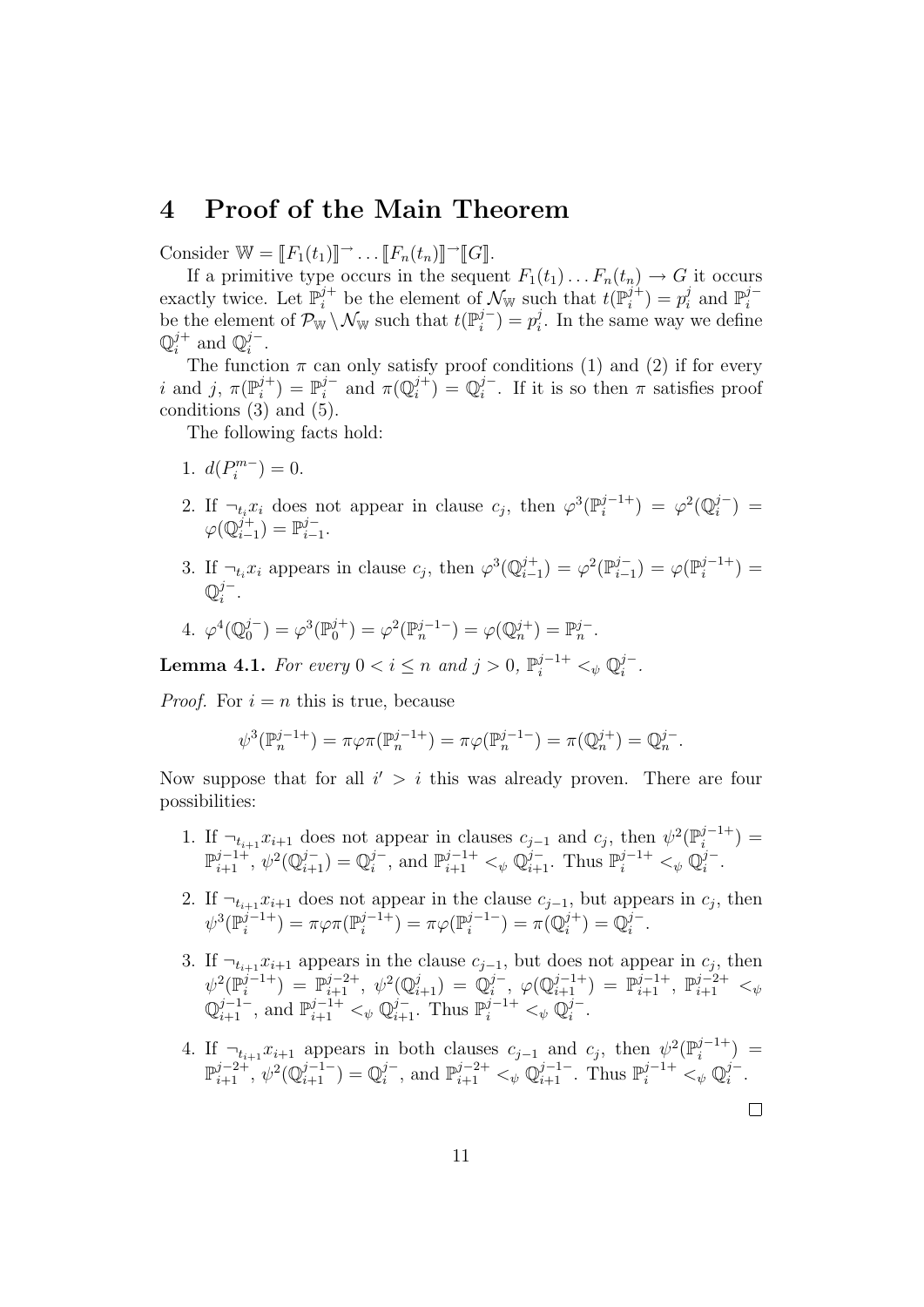## 4 Proof of the Main Theorem

Consider $\mathbb{W} = [\![F_1(t_1)]\!]^{\rightarrow} \ldots [\![F_n(t_n)]\!]^{\rightarrow}[\![G]\!]$.

If a primitive type occurs in the sequent $F_1(t_1) \ldots F_n(t_n) \rightarrow G$ it occurs exactly twice. Let $\mathbb{P}_i^{j+}$ be the element of $\mathcal{N}_{\mathbb{W}}$ such that $t(\mathbb{P}_i^{j+}) = p_i^j$ and $\mathbb{P}_i^{j-}$ be the element of $\mathcal{P}_{\mathbb{W}} \setminus \mathcal{N}_{\mathbb{W}}$ such that $t(\mathbb{P}_i^{j-}) = p_i^j$. In the same way we define $\mathbb{Q}_i^{j+}$ and $\mathbb{Q}_i^{j-}$.

The function $\pi$ can only satisfy proof conditions (1) and (2) if for every $i$ and $j$, $\pi(\mathbb{P}_i^{j+}) = \mathbb{P}_i^{j-}$ and $\pi(\mathbb{Q}_i^{j+}) = \mathbb{Q}_i^{j-}$. If it is so then $\pi$ satisfies proof conditions (3) and (5).

The following facts hold:

1. $d(P_i^{m-}) = 0$.
2. If $\neg_{t_i} x_i$ does not appear in clause $c_j$, then $\varphi^3(\mathbb{P}_i^{j-1+}) = \varphi^2(\mathbb{Q}_i^{j-}) = \varphi(\mathbb{Q}_{i-1}^{j+}) = \mathbb{P}_{i-1}^{j-}$.
3. If $\neg_{t_i} x_i$ appears in clause $c_j$, then $\varphi^3(\mathbb{Q}_{i-1}^{j+}) = \varphi^2(\mathbb{P}_{i-1}^{j-}) = \varphi(\mathbb{P}_i^{j-1+}) = \mathbb{Q}_i^{j-}$.
4. $\varphi^4(\mathbb{Q}_0^{j-}) = \varphi^3(\mathbb{P}_0^{j+}) = \varphi^2(\mathbb{P}_n^{j-1-}) = \varphi(\mathbb{Q}_n^{j+}) = \mathbb{P}_n^{j-}$.

**Lemma 4.1.** *For every $0 < i \leq n$ and $j > 0$, $\mathbb{P}_i^{j-1+} <_\psi \mathbb{Q}_i^{j-}$.*

*Proof.* For $i = n$ this is true, because

$$\psi^3(\mathbb{P}_n^{j-1+}) = \pi\varphi\pi(\mathbb{P}_n^{j-1+}) = \pi\varphi(\mathbb{P}_n^{j-1-}) = \pi(\mathbb{Q}_n^{j+}) = \mathbb{Q}_n^{j-}.$$

Now suppose that for all $i' > i$ this was already proven. There are four possibilities:

1. If $\neg_{t_{i+1}} x_{i+1}$ does not appear in clauses $c_{j-1}$ and $c_j$, then $\psi^2(\mathbb{P}_i^{j-1+}) = \mathbb{P}_{i+1}^{j-1+}$, $\psi^2(\mathbb{Q}_{i+1}^{j-}) = \mathbb{Q}_i^{j-}$, and $\mathbb{P}_{i+1}^{j-1+} <_\psi \mathbb{Q}_{i+1}^{j-}$. Thus $\mathbb{P}_i^{j-1+} <_\psi \mathbb{Q}_i^{j-}$.
2. If $\neg_{t_{i+1}} x_{i+1}$ does not appear in the clause $c_{j-1}$, but appears in $c_j$, then $\psi^3(\mathbb{P}_i^{j-1+}) = \pi\varphi\pi(\mathbb{P}_i^{j-1+}) = \pi\varphi(\mathbb{P}_i^{j-1-}) = \pi(\mathbb{Q}_i^{j+}) = \mathbb{Q}_i^{j-}$.
3. If $\neg_{t_{i+1}} x_{i+1}$ appears in the clause $c_{j-1}$, but does not appear in $c_j$, then $\psi^2(\mathbb{P}_i^{j-1+}) = \mathbb{P}_{i+1}^{j-2+}$, $\psi^2(\mathbb{Q}_{i+1}^{j}) = \mathbb{Q}_i^{j-}$, $\varphi(\mathbb{Q}_{i+1}^{j-1+}) = \mathbb{P}_{i+1}^{j-1+}$, $\mathbb{P}_{i+1}^{j-2+} <_\psi \mathbb{Q}_{i+1}^{j-1-}$, and $\mathbb{P}_{i+1}^{j-1+} <_\psi \mathbb{Q}_{i+1}^{j-}$. Thus $\mathbb{P}_i^{j-1+} <_\psi \mathbb{Q}_i^{j-}$.
4. If $\neg_{t_{i+1}} x_{i+1}$ appears in both clauses $c_{j-1}$ and $c_j$, then $\psi^2(\mathbb{P}_i^{j-1+}) = \mathbb{P}_{i+1}^{j-2+}$, $\psi^2(\mathbb{Q}_{i+1}^{j-1-}) = \mathbb{Q}_i^{j-}$, and $\mathbb{P}_{i+1}^{j-2+} <_\psi \mathbb{Q}_{i+1}^{j-1-}$. Thus $\mathbb{P}_i^{j-1+} <_\psi \mathbb{Q}_i^{j-}$.

□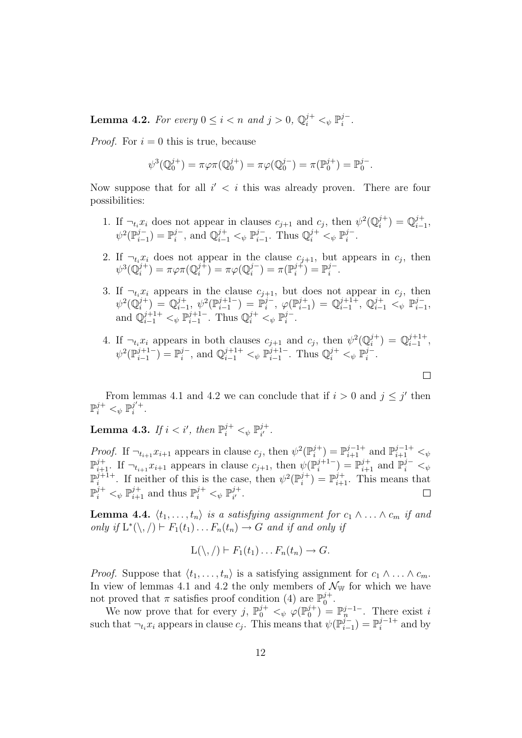**Lemma 4.2.** *For every $0 \leq i < n$ and $j > 0$, $\mathbb{Q}_i^{j+} <_\psi \mathbb{P}_i^{j-}$.*

*Proof.* For $i = 0$ this is true, because

$$\psi^3(\mathbb{Q}_0^{j+}) = \pi\varphi\pi(\mathbb{Q}_0^{j+}) = \pi\varphi(\mathbb{Q}_0^{j-}) = \pi(\mathbb{P}_0^{j+}) = \mathbb{P}_0^{j-}.$$

Now suppose that for all $i' < i$ this was already proven. There are four possibilities:

1. If $\neg_{t_i} x_i$ does not appear in clauses $c_{j+1}$ and $c_j$, then $\psi^2(\mathbb{Q}_i^{j+}) = \mathbb{Q}_{i-1}^{j+}$, $\psi^2(\mathbb{P}_{i-1}^{j-}) = \mathbb{P}_i^{j-}$, and $\mathbb{Q}_{i-1}^{j+} <_\psi \mathbb{P}_{i-1}^{j-}$. Thus $\mathbb{Q}_i^{j+} <_\psi \mathbb{P}_i^{j-}$.

2. If $\neg_{t_i} x_i$ does not appear in the clause $c_{j+1}$, but appears in $c_j$, then $\psi^3(\mathbb{Q}_i^{j+}) = \pi\varphi\pi(\mathbb{Q}_i^{j+}) = \pi\varphi(\mathbb{Q}_i^{j-}) = \pi(\mathbb{P}_i^{j+}) = \mathbb{P}_i^{j-}$.

3. If $\neg_{t_i} x_i$ appears in the clause $c_{j+1}$, but does not appear in $c_j$, then $\psi^2(\mathbb{Q}_i^{j+}) = \mathbb{Q}_{i-1}^{j+}$, $\psi^2(\mathbb{P}_{i-1}^{j+1-}) = \mathbb{P}_i^{j-}$, $\varphi(\mathbb{P}_{i-1}^{j+}) = \mathbb{Q}_{i-1}^{j+1+}$, $\mathbb{Q}_{i-1}^{j+} <_\psi \mathbb{P}_{i-1}^{j-}$, and $\mathbb{Q}_{i-1}^{j+1+} <_\psi \mathbb{P}_{i-1}^{j+1-}$. Thus $\mathbb{Q}_i^{j+} <_\psi \mathbb{P}_i^{j-}$.

4. If $\neg_{t_i} x_i$ appears in both clauses $c_{j+1}$ and $c_j$, then $\psi^2(\mathbb{Q}_i^{j+}) = \mathbb{Q}_{i-1}^{j+1+}$, $\psi^2(\mathbb{P}_{i-1}^{j+1-}) = \mathbb{P}_i^{j-}$, and $\mathbb{Q}_{i-1}^{j+1+} <_\psi \mathbb{P}_{i-1}^{j+1-}$. Thus $\mathbb{Q}_i^{j+} <_\psi \mathbb{P}_i^{j-}$.

∎

From lemmas 4.1 and 4.2 we can conclude that if $i > 0$ and $j \leq j'$ then $\mathbb{P}_i^{j+} <_\psi \mathbb{P}_i^{j'+}$.

**Lemma 4.3.** *If $i < i'$, then $\mathbb{P}_i^{j+} <_\psi \mathbb{P}_{i'}^{j+}$.*

*Proof.* If $\neg_{t_{i+1}} x_{i+1}$ appears in clause $c_j$, then $\psi^2(\mathbb{P}_i^{j+}) = \mathbb{P}_{i+1}^{j-1+}$ and $\mathbb{P}_{i+1}^{j-1+} <_\psi \mathbb{P}_{i+1}^{j+}$. If $\neg_{t_{i+1}} x_{i+1}$ appears in clause $c_{j+1}$, then $\psi(\mathbb{P}_i^{j+1-}) = \mathbb{P}_{i+1}^{j+}$ and $\mathbb{P}_i^{j-} <_\psi \mathbb{P}_i^{j+1+}$. If neither of this is the case, then $\psi^2(\mathbb{P}_i^{j+}) = \mathbb{P}_{i+1}^{j+}$. This means that $\mathbb{P}_i^{j+} <_\psi \mathbb{P}_{i+1}^{j+}$ and thus $\mathbb{P}_i^{j+} <_\psi \mathbb{P}_{i'}^{j+}$. ∎

**Lemma 4.4.** *$\langle t_1, \ldots, t_n \rangle$ is a satisfying assignment for $c_1 \wedge \ldots \wedge c_m$ if and only if $\mathrm{L}^*(\backslash, /) \vdash F_1(t_1) \ldots F_n(t_n) \to G$ and if and only if*

$$\mathrm{L}(\backslash, /) \vdash F_1(t_1) \ldots F_n(t_n) \to G.$$

*Proof.* Suppose that $\langle t_1, \ldots, t_n \rangle$ is a satisfying assignment for $c_1 \wedge \ldots \wedge c_m$. In view of lemmas 4.1 and 4.2 the only members of $\mathcal{N}_{\mathbb{W}}$ for which we have not proved that $\pi$ satisfies proof condition (4) are $\mathbb{P}_0^{j+}$.

We now prove that for every $j$, $\mathbb{P}_0^{j+} <_\psi \varphi(\mathbb{P}_0^{j+}) = \mathbb{P}_n^{j-1-}$. There exist $i$ such that $\neg_{t_i} x_i$ appears in clause $c_j$. This means that $\psi(\mathbb{P}_{i-1}^{j-}) = \mathbb{P}_i^{j-1+}$ and by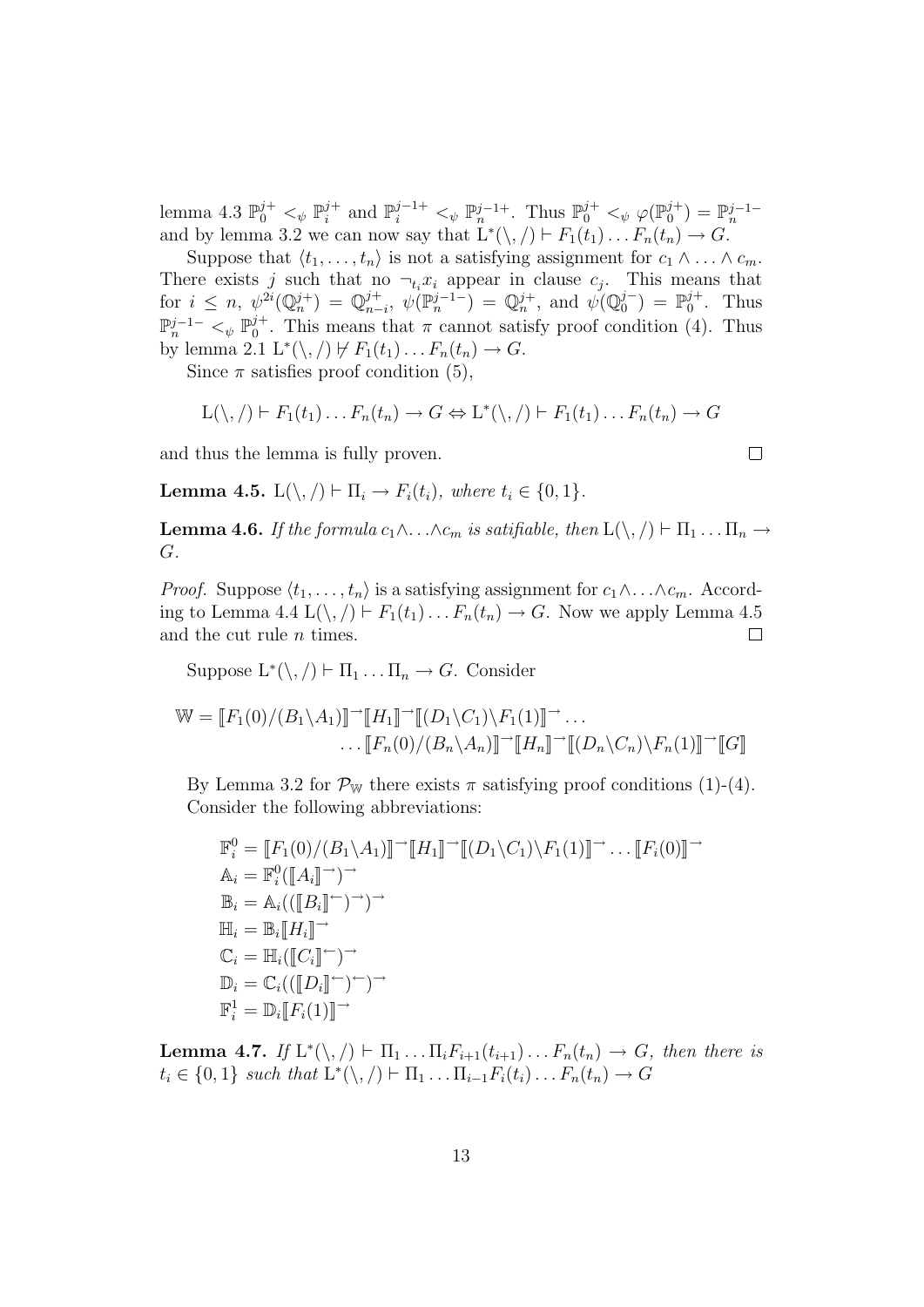lemma 4.3 $\mathbb{P}_0^{j+} <_\psi \mathbb{P}_i^{j+}$ and $\mathbb{P}_i^{j-1+} <_\psi \mathbb{P}_n^{j-1+}$. Thus $\mathbb{P}_0^{j+} <_\psi \varphi(\mathbb{P}_0^{j+}) = \mathbb{P}_n^{j-1-}$ and by lemma 3.2 we can now say that $\mathrm{L}^*(\backslash,/) \vdash F_1(t_1)\dots F_n(t_n) \to G$.

Suppose that $\langle t_1, \dots, t_n\rangle$ is not a satisfying assignment for $c_1 \wedge \ldots \wedge c_m$. There exists $j$ such that no $\neg_{t_i} x_i$ appear in clause $c_j$. This means that for $i \leq n$, $\psi^{2i}(\mathbb{Q}_n^{j+}) = \mathbb{Q}_{n-i}^{j+}$, $\psi(\mathbb{P}_n^{j-1-}) = \mathbb{Q}_n^{j+}$, and $\psi(\mathbb{Q}_0^{j-}) = \mathbb{P}_0^{j+}$. Thus $\mathbb{P}_n^{j-1-} <_\psi \mathbb{P}_0^{j+}$. This means that $\pi$ cannot satisfy proof condition (4). Thus by lemma 2.1 $\mathrm{L}^*(\backslash,/) \nvdash F_1(t_1)\dots F_n(t_n) \to G$.

Since $\pi$ satisfies proof condition (5),

$$\mathrm{L}(\backslash,/) \vdash F_1(t_1)\dots F_n(t_n) \to G \Leftrightarrow \mathrm{L}^*(\backslash,/) \vdash F_1(t_1)\dots F_n(t_n) \to G$$

and thus the lemma is fully proven. □

**Lemma 4.5.** *$\mathrm{L}(\backslash,/) \vdash \Pi_i \to F_i(t_i)$, where $t_i \in \{0,1\}$.*

**Lemma 4.6.** *If the formula $c_1 \wedge \ldots \wedge c_m$ is satifiable, then $\mathrm{L}(\backslash,/) \vdash \Pi_1 \dots \Pi_n \to G$.*

*Proof.* Suppose $\langle t_1, \dots, t_n\rangle$ is a satisfying assignment for $c_1 \wedge \ldots \wedge c_m$. According to Lemma 4.4 $\mathrm{L}(\backslash,/) \vdash F_1(t_1)\dots F_n(t_n) \to G$. Now we apply Lemma 4.5 and the cut rule $n$ times. □

Suppose $\mathrm{L}^*(\backslash,/) \vdash \Pi_1 \dots \Pi_n \to G$. Consider

$$\mathbb{W} = [\![F_1(0)/(B_1\backslash A_1)]\!]^{\rightarrow}[\![H_1]\!]^{\rightarrow}[\![(D_1\backslash C_1)\backslash F_1(1)]\!]^{\rightarrow}\dots$$
$$\dots[\![F_n(0)/(B_n\backslash A_n)]\!]^{\rightarrow}[\![H_n]\!]^{\rightarrow}[\![(D_n\backslash C_n)\backslash F_n(1)]\!]^{\rightarrow}[\![G]\!]$$

By Lemma 3.2 for $\mathcal{P}_{\mathbb{W}}$ there exists $\pi$ satisfying proof conditions (1)-(4). Consider the following abbreviations:

$$\mathbb{F}_i^0 = [\![F_1(0)/(B_1\backslash A_1)]\!]^{\rightarrow}[\![H_1]\!]^{\rightarrow}[\![(D_1\backslash C_1)\backslash F_1(1)]\!]^{\rightarrow}\dots[\![F_i(0)]\!]^{\rightarrow}$$
$$\mathbb{A}_i = \mathbb{F}_i^0([\![A_i]\!]^{\rightarrow})^{\rightarrow}$$
$$\mathbb{B}_i = \mathbb{A}_i(([\![B_i]\!]^{\leftarrow})^{\rightarrow})^{\rightarrow}$$
$$\mathbb{H}_i = \mathbb{B}_i[\![H_i]\!]^{\rightarrow}$$
$$\mathbb{C}_i = \mathbb{H}_i([\![C_i]\!]^{\leftarrow})^{\rightarrow}$$
$$\mathbb{D}_i = \mathbb{C}_i(([\![D_i]\!]^{\leftarrow})^{\leftarrow})^{\rightarrow}$$
$$\mathbb{F}_i^1 = \mathbb{D}_i[\![F_i(1)]\!]^{\rightarrow}$$

**Lemma 4.7.** *If $\mathrm{L}^*(\backslash,/) \vdash \Pi_1 \dots \Pi_i F_{i+1}(t_{i+1}) \dots F_n(t_n) \to G$, then there is $t_i \in \{0,1\}$ such that $\mathrm{L}^*(\backslash,/) \vdash \Pi_1 \dots \Pi_{i-1} F_i(t_i) \dots F_n(t_n) \to G$*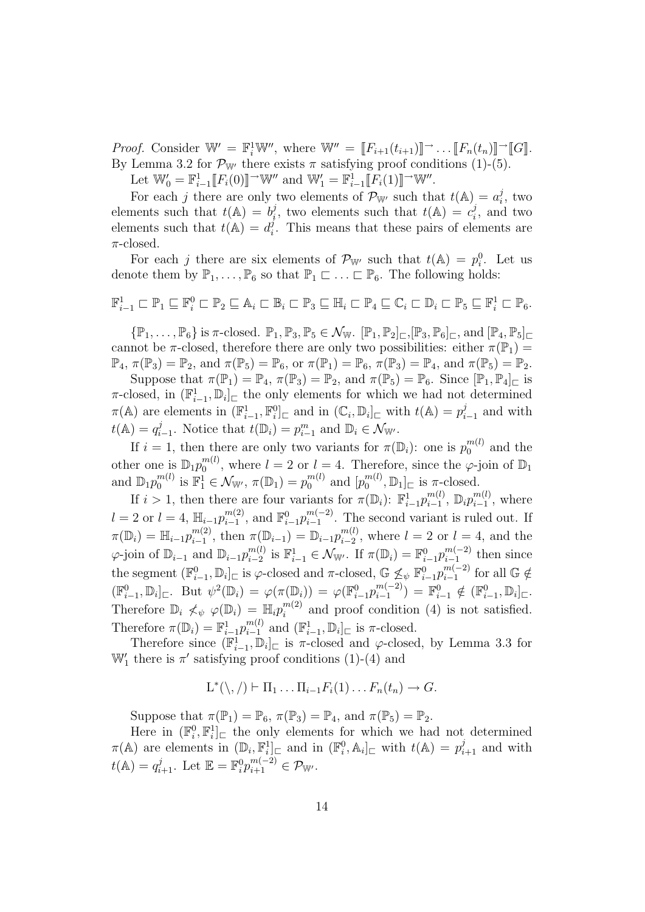*Proof.* Consider $\mathbb{W}' = \mathbb{F}_i^1 \mathbb{W}''$, where $\mathbb{W}'' = [\![F_{i+1}(t_{i+1})]\!]^{\rightarrow} \ldots [\![F_n(t_n)]\!]^{\rightarrow} [\![G]\!]$. By Lemma 3.2 for $\mathcal{P}_{\mathbb{W}'}$ there exists $\pi$ satisfying proof conditions (1)-(5).

Let $\mathbb{W}'_0 = \mathbb{F}_{i-1}^1 [\![F_i(0)]\!]^{\rightarrow} \mathbb{W}''$ and $\mathbb{W}'_1 = \mathbb{F}_{i-1}^1 [\![F_i(1)]\!]^{\rightarrow} \mathbb{W}''$.

For each $j$ there are only two elements of $\mathcal{P}_{\mathbb{W}'}$ such that $t(\mathbb{A}) = a_i^j$, two elements such that $t(\mathbb{A}) = b_i^j$, two elements such that $t(\mathbb{A}) = c_i^j$, and two elements such that $t(\mathbb{A}) = d_i^j$. This means that these pairs of elements are $\pi$-closed.

For each $j$ there are six elements of $\mathcal{P}_{\mathbb{W}'}$ such that $t(\mathbb{A}) = p_i^0$. Let us denote them by $\mathbb{P}_1, \ldots, \mathbb{P}_6$ so that $\mathbb{P}_1 \sqsubset \ldots \sqsubset \mathbb{P}_6$. The following holds:

$$\mathbb{F}_{i-1}^1 \sqsubset \mathbb{P}_1 \sqsubseteq \mathbb{F}_i^0 \sqsubset \mathbb{P}_2 \sqsubseteq \mathbb{A}_i \sqsubset \mathbb{B}_i \sqsubset \mathbb{P}_3 \sqsubseteq \mathbb{H}_i \sqsubset \mathbb{P}_4 \sqsubseteq \mathbb{C}_i \sqsubset \mathbb{D}_i \sqsubset \mathbb{P}_5 \sqsubseteq \mathbb{F}_i^1 \sqsubset \mathbb{P}_6.$$

$\{\mathbb{P}_1, \ldots, \mathbb{P}_6\}$ is $\pi$-closed. $\mathbb{P}_1, \mathbb{P}_3, \mathbb{P}_5 \in \mathcal{N}_{\mathbb{W}}$. $[\mathbb{P}_1, \mathbb{P}_2]_{\sqsubset}$, $[\mathbb{P}_3, \mathbb{P}_6]_{\sqsubset}$, and $[\mathbb{P}_4, \mathbb{P}_5]_{\sqsubset}$ cannot be $\pi$-closed, therefore there are only two possibilities: either $\pi(\mathbb{P}_1) = \mathbb{P}_4$, $\pi(\mathbb{P}_3) = \mathbb{P}_2$, and $\pi(\mathbb{P}_5) = \mathbb{P}_6$, or $\pi(\mathbb{P}_1) = \mathbb{P}_6$, $\pi(\mathbb{P}_3) = \mathbb{P}_4$, and $\pi(\mathbb{P}_5) = \mathbb{P}_2$.

Suppose that $\pi(\mathbb{P}_1) = \mathbb{P}_4$, $\pi(\mathbb{P}_3) = \mathbb{P}_2$, and $\pi(\mathbb{P}_5) = \mathbb{P}_6$. Since $[\mathbb{P}_1, \mathbb{P}_4]_{\sqsubset}$ is $\pi$-closed, in $(\mathbb{F}_{i-1}^1, \mathbb{D}_i]_{\sqsubset}$ the only elements for which we had not determined $\pi(\mathbb{A})$ are elements in $(\mathbb{F}_{i-1}^1, \mathbb{F}_i^0]_{\sqsubset}$ and in $(\mathbb{C}_i, \mathbb{D}_i]_{\sqsubset}$ with $t(\mathbb{A}) = p_{i-1}^j$ and with $t(\mathbb{A}) = q_{i-1}^j$. Notice that $t(\mathbb{D}_i) = p_{i-1}^m$ and $\mathbb{D}_i \in \mathcal{N}_{\mathbb{W}'}$.

If $i = 1$, then there are only two variants for $\pi(\mathbb{D}_i)$: one is $p_0^{m(l)}$ and the other one is $\mathbb{D}_1 p_0^{m(l)}$, where $l = 2$ or $l = 4$. Therefore, since the $\varphi$-join of $\mathbb{D}_1$ and $\mathbb{D}_1 p_0^{m(l)}$ is $\mathbb{F}_1^1 \in \mathcal{N}_{\mathbb{W}'}$, $\pi(\mathbb{D}_1) = p_0^{m(l)}$ and $[p_0^{m(l)}, \mathbb{D}_1]_{\sqsubset}$ is $\pi$-closed.

If $i > 1$, then there are four variants for $\pi(\mathbb{D}_i)$: $\mathbb{F}_{i-1}^1 p_{i-1}^{m(l)}$, $\mathbb{D}_i p_{i-1}^{m(l)}$, where $l = 2$ or $l = 4$, $\mathbb{H}_{i-1} p_{i-1}^{m(2)}$, and $\mathbb{F}_{i-1}^0 p_{i-1}^{m(-2)}$. The second variant is ruled out. If $\pi(\mathbb{D}_i) = \mathbb{H}_{i-1} p_{i-1}^{m(2)}$, then $\pi(\mathbb{D}_{i-1}) = \mathbb{D}_{i-1} p_{i-2}^{m(l)}$, where $l = 2$ or $l = 4$, and the $\varphi$-join of $\mathbb{D}_{i-1}$ and $\mathbb{D}_{i-1} p_{i-2}^{m(l)}$ is $\mathbb{F}_{i-1}^1 \in \mathcal{N}_{\mathbb{W}'}$. If $\pi(\mathbb{D}_i) = \mathbb{F}_{i-1}^0 p_{i-1}^{m(-2)}$ then since the segment $(\mathbb{F}_{i-1}^0, \mathbb{D}_i]_{\sqsubset}$ is $\varphi$-closed and $\pi$-closed, $\mathbb{G} \not\leq_{\psi} \mathbb{F}_{i-1}^0 p_{i-1}^{m(-2)}$ for all $\mathbb{G} \notin (\mathbb{F}_{i-1}^0, \mathbb{D}_i]_{\sqsubset}$. But $\psi^2(\mathbb{D}_i) = \varphi(\pi(\mathbb{D}_i)) = \varphi(\mathbb{F}_{i-1}^0 p_{i-1}^{m(-2)}) = \mathbb{F}_{i-1}^0 \notin (\mathbb{F}_{i-1}^0, \mathbb{D}_i]_{\sqsubset}$. Therefore $\mathbb{D}_i \not\leq_{\psi} \varphi(\mathbb{D}_i) = \mathbb{H}_i p_i^{m(2)}$ and proof condition (4) is not satisfied. Therefore $\pi(\mathbb{D}_i) = \mathbb{F}_{i-1}^1 p_{i-1}^{m(l)}$ and $(\mathbb{F}_{i-1}^1, \mathbb{D}_i]_{\sqsubset}$ is $\pi$-closed.

Therefore since $(\mathbb{F}_{i-1}^1, \mathbb{D}_i]_{\sqsubset}$ is $\pi$-closed and $\varphi$-closed, by Lemma 3.3 for $\mathbb{W}'_1$ there is $\pi'$ satisfying proof conditions (1)-(4) and

$$\mathrm{L}^*(\backslash, /) \vdash \Pi_1 \ldots \Pi_{i-1} F_i(1) \ldots F_n(t_n) \to G.$$

Suppose that $\pi(\mathbb{P}_1) = \mathbb{P}_6$, $\pi(\mathbb{P}_3) = \mathbb{P}_4$, and $\pi(\mathbb{P}_5) = \mathbb{P}_2$.

Here in $(\mathbb{F}_i^0, \mathbb{F}_i^1]_{\sqsubset}$ the only elements for which we had not determined $\pi(\mathbb{A})$ are elements in $(\mathbb{D}_i, \mathbb{F}_i^1]_{\sqsubset}$ and in $(\mathbb{F}_i^0, \mathbb{A}_i]_{\sqsubset}$ with $t(\mathbb{A}) = p_{i+1}^j$ and with $t(\mathbb{A}) = q_{i+1}^j$. Let $\mathbb{E} = \mathbb{F}_i^0 p_{i+1}^{m(-2)} \in \mathcal{P}_{\mathbb{W}'}$.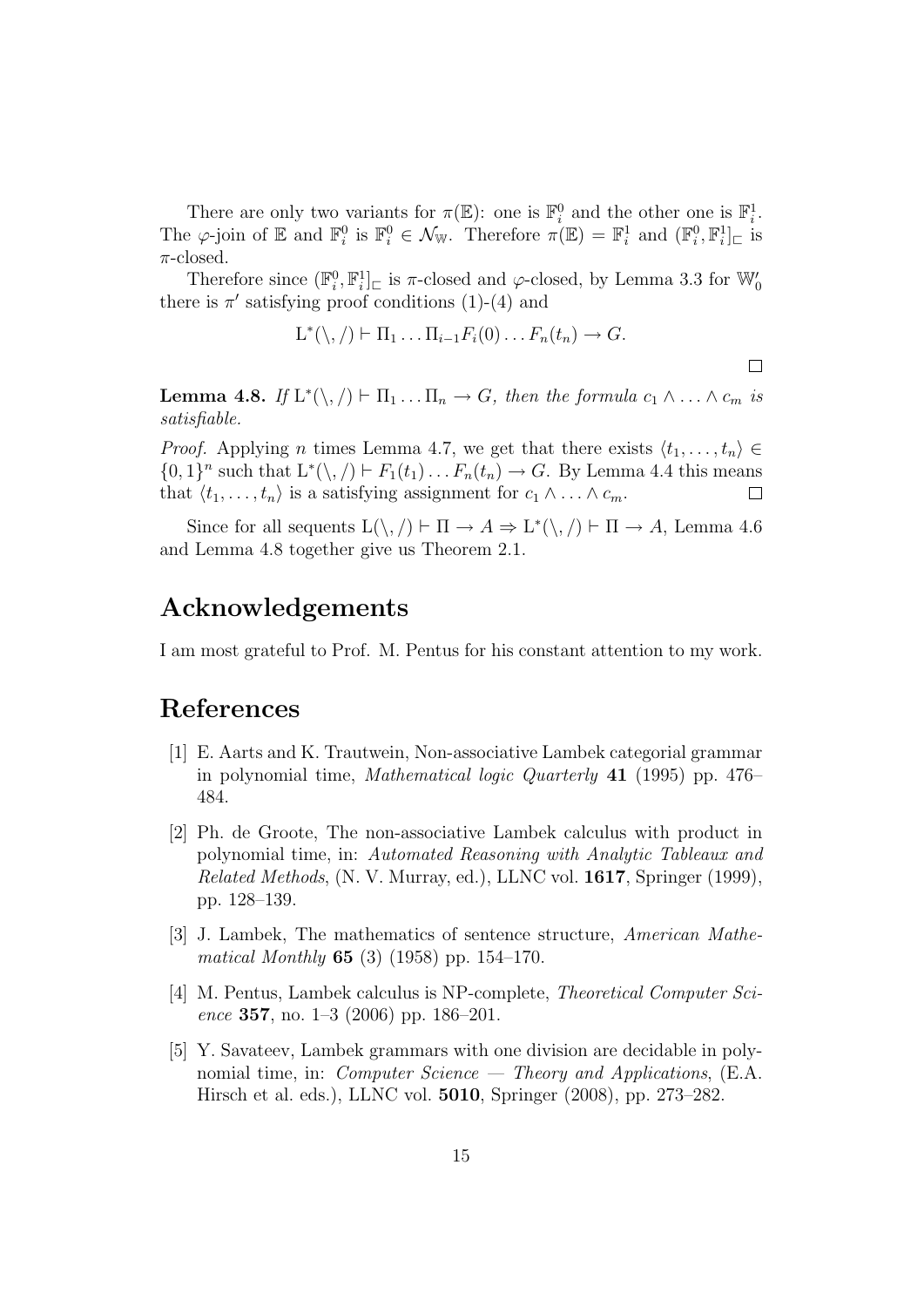There are only two variants for $\pi(\mathbb{E})$: one is $\mathbb{F}_i^0$ and the other one is $\mathbb{F}_i^1$. The $\varphi$-join of $\mathbb{E}$ and $\mathbb{F}_i^0$ is $\mathbb{F}_i^0 \in \mathcal{N}_{\mathbb{W}}$. Therefore $\pi(\mathbb{E}) = \mathbb{F}_i^1$ and $(\mathbb{F}_i^0, \mathbb{F}_i^1]_{\sqsubset}$ is $\pi$-closed.

Therefore since $(\mathbb{F}_i^0, \mathbb{F}_i^1]_{\sqsubset}$ is $\pi$-closed and $\varphi$-closed, by Lemma 3.3 for $\mathbb{W}_0'$ there is $\pi'$ satisfying proof conditions (1)-(4) and

$$\mathrm{L}^*(\backslash, /) \vdash \Pi_1 \dots \Pi_{i-1} F_i(0) \dots F_n(t_n) \to G.$$

□

**Lemma 4.8.** *If $\mathrm{L}^*(\backslash, /) \vdash \Pi_1 \dots \Pi_n \to G$, then the formula $c_1 \wedge \dots \wedge c_m$ is satisfiable.*

*Proof.* Applying $n$ times Lemma 4.7, we get that there exists $\langle t_1, \dots, t_n \rangle \in \{0,1\}^n$ such that $\mathrm{L}^*(\backslash, /) \vdash F_1(t_1) \dots F_n(t_n) \to G$. By Lemma 4.4 this means that $\langle t_1, \dots, t_n \rangle$ is a satisfying assignment for $c_1 \wedge \dots \wedge c_m$. □

Since for all sequents $\mathrm{L}(\backslash, /) \vdash \Pi \to A \Rightarrow \mathrm{L}^*(\backslash, /) \vdash \Pi \to A$, Lemma 4.6 and Lemma 4.8 together give us Theorem 2.1.

## Acknowledgements

I am most grateful to Prof. M. Pentus for his constant attention to my work.

## References

[1] E. Aarts and K. Trautwein, Non-associative Lambek categorial grammar in polynomial time, *Mathematical logic Quarterly* **41** (1995) pp. 476–484.

[2] Ph. de Groote, The non-associative Lambek calculus with product in polynomial time, in: *Automated Reasoning with Analytic Tableaux and Related Methods*, (N. V. Murray, ed.), LLNC vol. **1617**, Springer (1999), pp. 128–139.

[3] J. Lambek, The mathematics of sentence structure, *American Mathematical Monthly* **65** (3) (1958) pp. 154–170.

[4] M. Pentus, Lambek calculus is NP-complete, *Theoretical Computer Science* **357**, no. 1–3 (2006) pp. 186–201.

[5] Y. Savateev, Lambek grammars with one division are decidable in polynomial time, in: *Computer Science — Theory and Applications*, (E.A. Hirsch et al. eds.), LLNC vol. **5010**, Springer (2008), pp. 273–282.